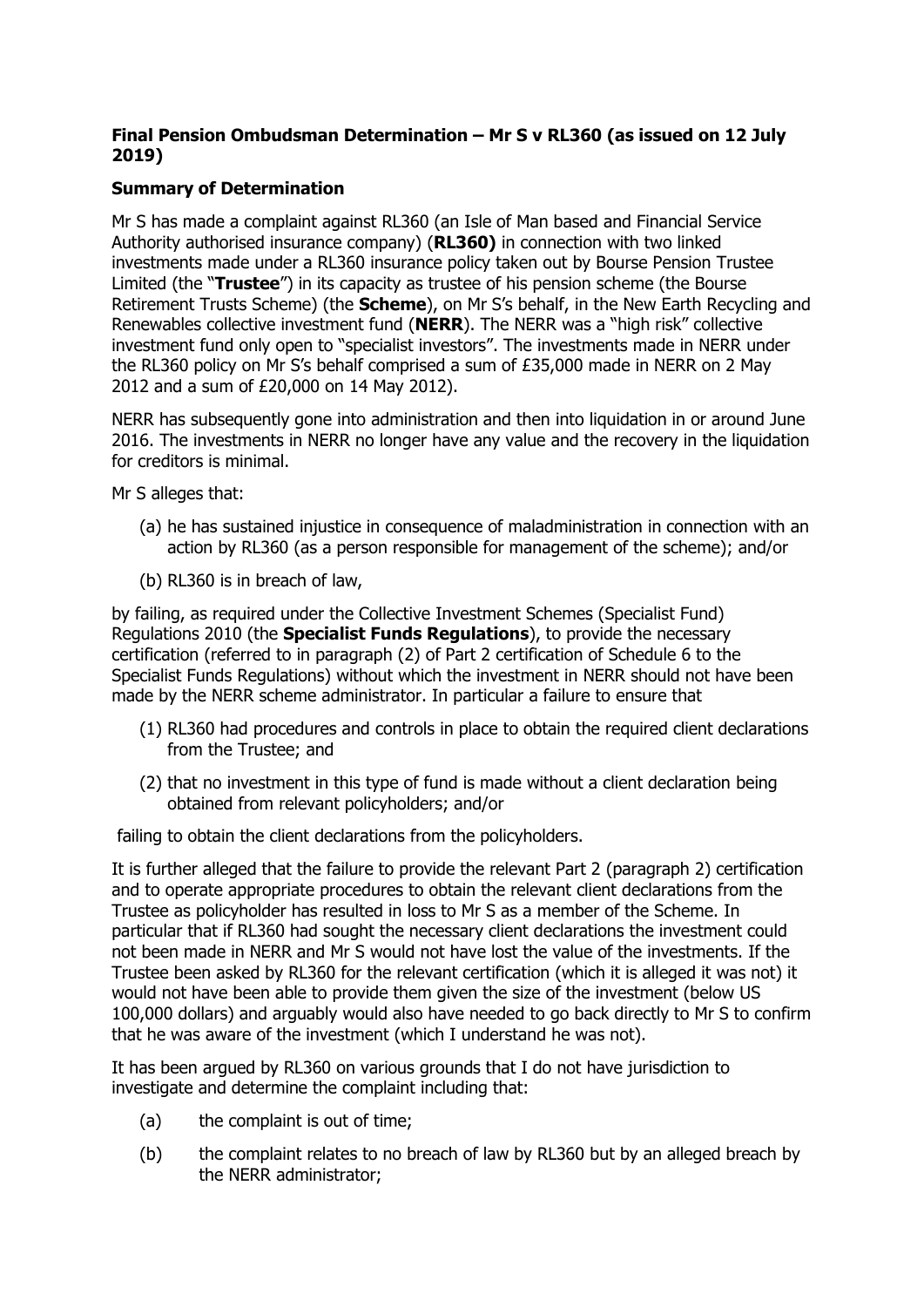**Final Pension Ombudsman Determination – Mr S v RL360 (as issued on 12 July 2019)**

**Summary of Determination**

Mr S has made a complaint against RL360 (an Isle of Man based and Financial Service Authority authorised insurance company) (**RL360)** in connection with two linked investments made under a RL360 insurance policy taken out by Bourse Pension Trustee Limited (the "**Trustee**") in its capacity as trustee of his pension scheme (the Bourse Retirement Trusts Scheme) (the **Scheme**), on Mr S's behalf, in the New Earth Recycling and Renewables collective investment fund (**NERR**). The NERR was a "high risk" collective investment fund only open to "specialist investors". The investments made in NERR under the RL360 policy on Mr S's behalf comprised a sum of £35,000 made in NERR on 2 May 2012 and a sum of £20,000 on 14 May 2012).

NERR has subsequently gone into administration and then into liquidation in or around June 2016. The investments in NERR no longer have any value and the recovery in the liquidation for creditors is minimal.

Mr S alleges that:

(a) he has sustained injustice in consequence of maladministration in connection with an action by RL360 (as a person responsible for management of the scheme); and/or

(b) RL360 is in breach of law,

by failing, as required under the Collective Investment Schemes (Specialist Fund) Regulations 2010 (the **Specialist Funds Regulations**), to provide the necessary certification (referred to in paragraph (2) of Part 2 certification of Schedule 6 to the Specialist Funds Regulations) without which the investment in NERR should not have been made by the NERR scheme administrator. In particular a failure to ensure that

(1) RL360 had procedures and controls in place to obtain the required client declarations from the Trustee; and

(2) that no investment in this type of fund is made without a client declaration being obtained from relevant policyholders; and/or

failing to obtain the client declarations from the policyholders.

It is further alleged that the failure to provide the relevant Part 2 (paragraph 2) certification and to operate appropriate procedures to obtain the relevant client declarations from the Trustee as policyholder has resulted in loss to Mr S as a member of the Scheme. In particular that if RL360 had sought the necessary client declarations the investment could not been made in NERR and Mr S would not have lost the value of the investments. If the Trustee been asked by RL360 for the relevant certification (which it is alleged it was not) it would not have been able to provide them given the size of the investment (below US 100,000 dollars) and arguably would also have needed to go back directly to Mr S to confirm that he was aware of the investment (which I understand he was not).

It has been argued by RL360 on various grounds that I do not have jurisdiction to investigate and determine the complaint including that:

(a) the complaint is out of time;

(b) the complaint relates to no breach of law by RL360 but by an alleged breach by the NERR administrator;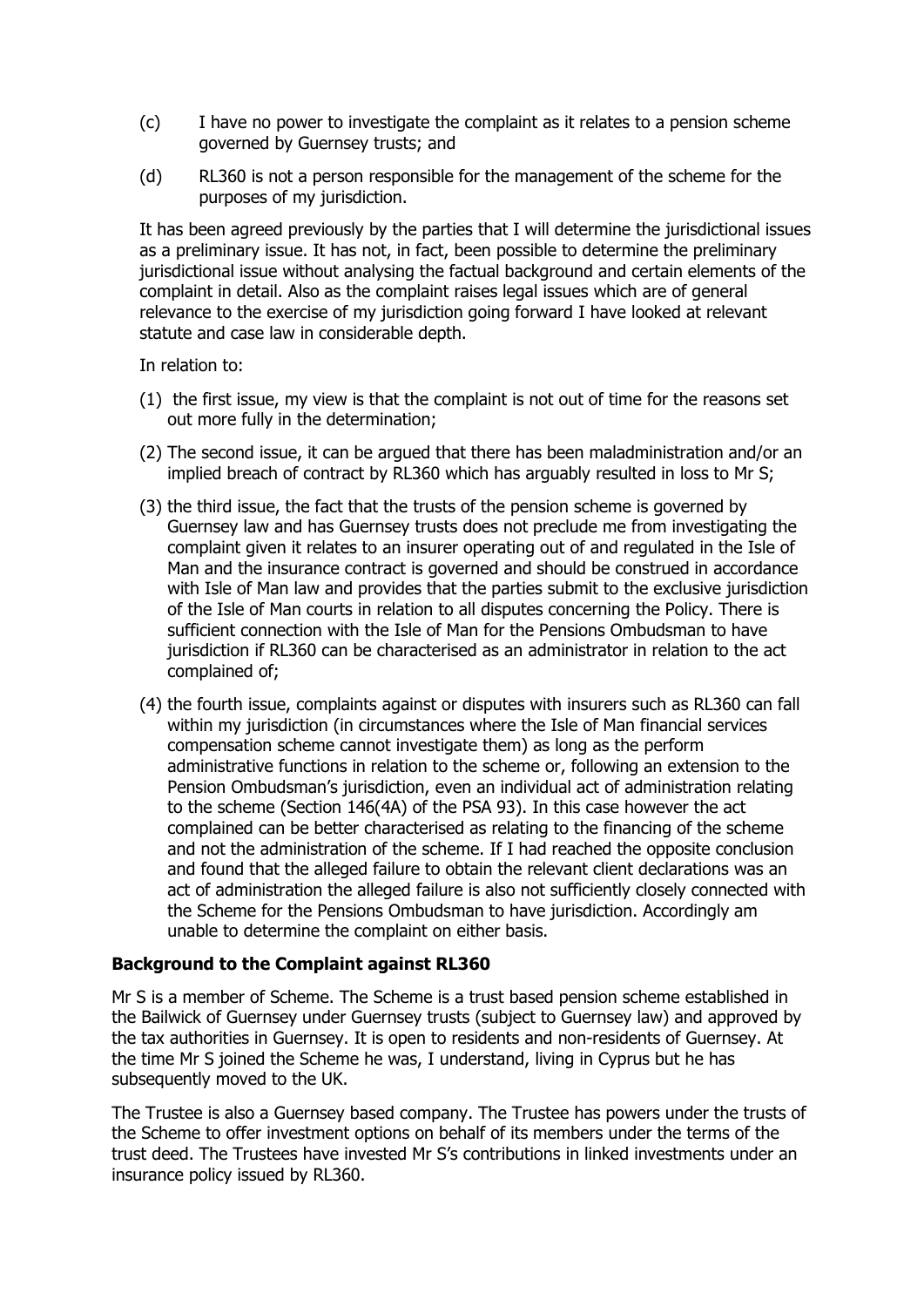(c) I have no power to investigate the complaint as it relates to a pension scheme governed by Guernsey trusts; and

(d) RL360 is not a person responsible for the management of the scheme for the purposes of my jurisdiction.

It has been agreed previously by the parties that I will determine the jurisdictional issues as a preliminary issue. It has not, in fact, been possible to determine the preliminary jurisdictional issue without analysing the factual background and certain elements of the complaint in detail. Also as the complaint raises legal issues which are of general relevance to the exercise of my jurisdiction going forward I have looked at relevant statute and case law in considerable depth.

In relation to:

(1) the first issue, my view is that the complaint is not out of time for the reasons set out more fully in the determination;

(2) The second issue, it can be argued that there has been maladministration and/or an implied breach of contract by RL360 which has arguably resulted in loss to Mr S;

(3) the third issue, the fact that the trusts of the pension scheme is governed by Guernsey law and has Guernsey trusts does not preclude me from investigating the complaint given it relates to an insurer operating out of and regulated in the Isle of Man and the insurance contract is governed and should be construed in accordance with Isle of Man law and provides that the parties submit to the exclusive jurisdiction of the Isle of Man courts in relation to all disputes concerning the Policy. There is sufficient connection with the Isle of Man for the Pensions Ombudsman to have jurisdiction if RL360 can be characterised as an administrator in relation to the act complained of;

(4) the fourth issue, complaints against or disputes with insurers such as RL360 can fall within my jurisdiction (in circumstances where the Isle of Man financial services compensation scheme cannot investigate them) as long as the perform administrative functions in relation to the scheme or, following an extension to the Pension Ombudsman's jurisdiction, even an individual act of administration relating to the scheme (Section 146(4A) of the PSA 93). In this case however the act complained can be better characterised as relating to the financing of the scheme and not the administration of the scheme. If I had reached the opposite conclusion and found that the alleged failure to obtain the relevant client declarations was an act of administration the alleged failure is also not sufficiently closely connected with the Scheme for the Pensions Ombudsman to have jurisdiction. Accordingly am unable to determine the complaint on either basis.

## Background to the Complaint against RL360

Mr S is a member of Scheme. The Scheme is a trust based pension scheme established in the Bailwick of Guernsey under Guernsey trusts (subject to Guernsey law) and approved by the tax authorities in Guernsey. It is open to residents and non-residents of Guernsey. At the time Mr S joined the Scheme he was, I understand, living in Cyprus but he has subsequently moved to the UK.

The Trustee is also a Guernsey based company. The Trustee has powers under the trusts of the Scheme to offer investment options on behalf of its members under the terms of the trust deed. The Trustees have invested Mr S's contributions in linked investments under an insurance policy issued by RL360.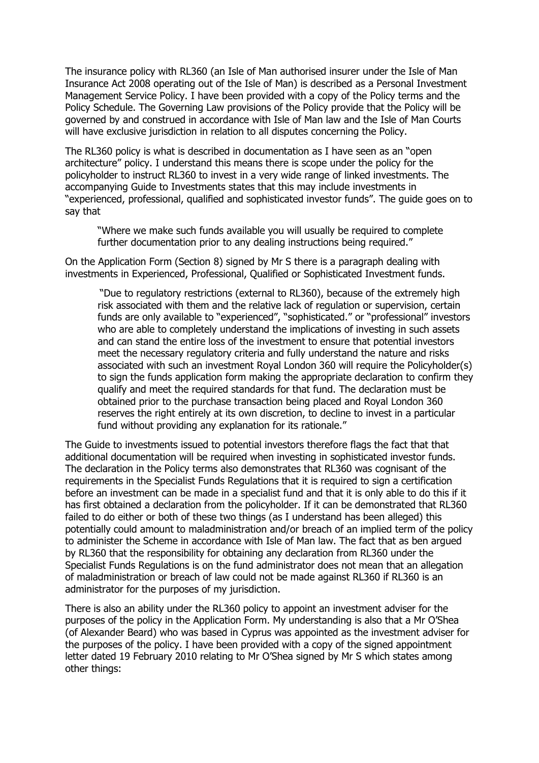The insurance policy with RL360 (an Isle of Man authorised insurer under the Isle of Man Insurance Act 2008 operating out of the Isle of Man) is described as a Personal Investment Management Service Policy. I have been provided with a copy of the Policy terms and the Policy Schedule. The Governing Law provisions of the Policy provide that the Policy will be governed by and construed in accordance with Isle of Man law and the Isle of Man Courts will have exclusive jurisdiction in relation to all disputes concerning the Policy.

The RL360 policy is what is described in documentation as I have seen as an "open architecture" policy. I understand this means there is scope under the policy for the policyholder to instruct RL360 to invest in a very wide range of linked investments. The accompanying Guide to Investments states that this may include investments in "experienced, professional, qualified and sophisticated investor funds". The guide goes on to say that

> "Where we make such funds available you will usually be required to complete further documentation prior to any dealing instructions being required."

On the Application Form (Section 8) signed by Mr S there is a paragraph dealing with investments in Experienced, Professional, Qualified or Sophisticated Investment funds.

> "Due to regulatory restrictions (external to RL360), because of the extremely high risk associated with them and the relative lack of regulation or supervision, certain funds are only available to "experienced", "sophisticated." or "professional" investors who are able to completely understand the implications of investing in such assets and can stand the entire loss of the investment to ensure that potential investors meet the necessary regulatory criteria and fully understand the nature and risks associated with such an investment Royal London 360 will require the Policyholder(s) to sign the funds application form making the appropriate declaration to confirm they qualify and meet the required standards for that fund. The declaration must be obtained prior to the purchase transaction being placed and Royal London 360 reserves the right entirely at its own discretion, to decline to invest in a particular fund without providing any explanation for its rationale."

The Guide to investments issued to potential investors therefore flags the fact that that additional documentation will be required when investing in sophisticated investor funds. The declaration in the Policy terms also demonstrates that RL360 was cognisant of the requirements in the Specialist Funds Regulations that it is required to sign a certification before an investment can be made in a specialist fund and that it is only able to do this if it has first obtained a declaration from the policyholder. If it can be demonstrated that RL360 failed to do either or both of these two things (as I understand has been alleged) this potentially could amount to maladministration and/or breach of an implied term of the policy to administer the Scheme in accordance with Isle of Man law. The fact that as ben argued by RL360 that the responsibility for obtaining any declaration from RL360 under the Specialist Funds Regulations is on the fund administrator does not mean that an allegation of maladministration or breach of law could not be made against RL360 if RL360 is an administrator for the purposes of my jurisdiction.

There is also an ability under the RL360 policy to appoint an investment adviser for the purposes of the policy in the Application Form. My understanding is also that a Mr O'Shea (of Alexander Beard) who was based in Cyprus was appointed as the investment adviser for the purposes of the policy. I have been provided with a copy of the signed appointment letter dated 19 February 2010 relating to Mr O'Shea signed by Mr S which states among other things: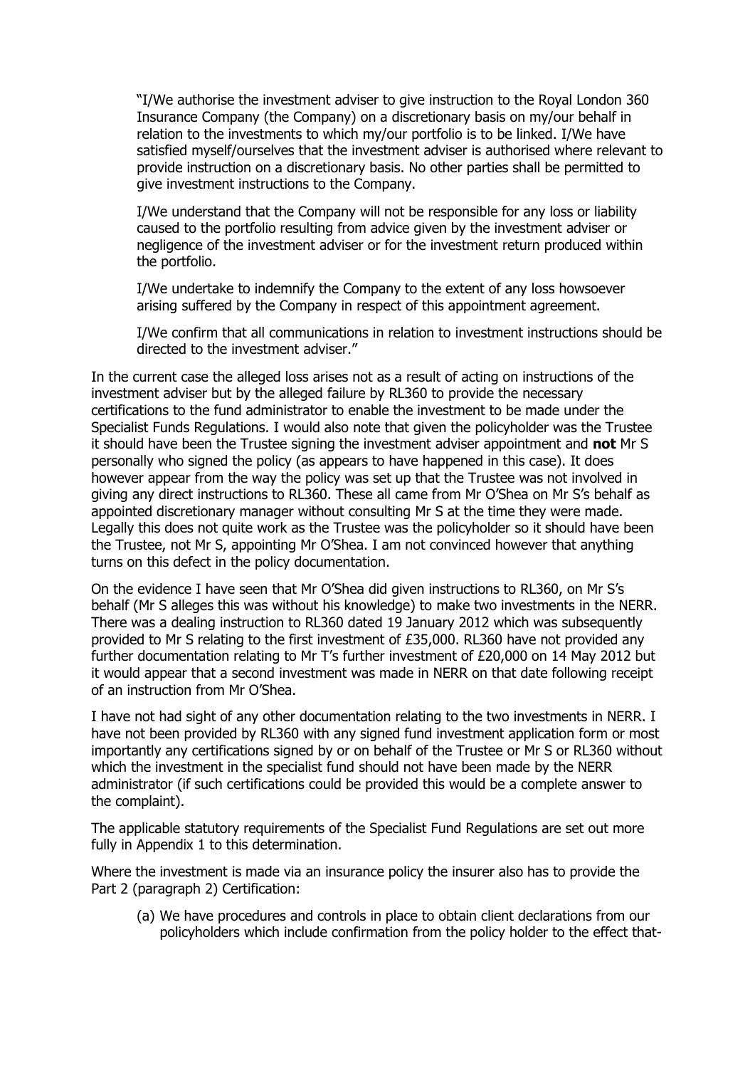> "I/We authorise the investment adviser to give instruction to the Royal London 360 Insurance Company (the Company) on a discretionary basis on my/our behalf in relation to the investments to which my/our portfolio is to be linked. I/We have satisfied myself/ourselves that the investment adviser is authorised where relevant to provide instruction on a discretionary basis. No other parties shall be permitted to give investment instructions to the Company.
>
> I/We understand that the Company will not be responsible for any loss or liability caused to the portfolio resulting from advice given by the investment adviser or negligence of the investment adviser or for the investment return produced within the portfolio.
>
> I/We undertake to indemnify the Company to the extent of any loss howsoever arising suffered by the Company in respect of this appointment agreement.
>
> I/We confirm that all communications in relation to investment instructions should be directed to the investment adviser."

In the current case the alleged loss arises not as a result of acting on instructions of the investment adviser but by the alleged failure by RL360 to provide the necessary certifications to the fund administrator to enable the investment to be made under the Specialist Funds Regulations. I would also note that given the policyholder was the Trustee it should have been the Trustee signing the investment adviser appointment and **not** Mr S personally who signed the policy (as appears to have happened in this case). It does however appear from the way the policy was set up that the Trustee was not involved in giving any direct instructions to RL360. These all came from Mr O'Shea on Mr S's behalf as appointed discretionary manager without consulting Mr S at the time they were made. Legally this does not quite work as the Trustee was the policyholder so it should have been the Trustee, not Mr S, appointing Mr O'Shea. I am not convinced however that anything turns on this defect in the policy documentation.

On the evidence I have seen that Mr O'Shea did given instructions to RL360, on Mr S's behalf (Mr S alleges this was without his knowledge) to make two investments in the NERR. There was a dealing instruction to RL360 dated 19 January 2012 which was subsequently provided to Mr S relating to the first investment of £35,000. RL360 have not provided any further documentation relating to Mr T's further investment of £20,000 on 14 May 2012 but it would appear that a second investment was made in NERR on that date following receipt of an instruction from Mr O'Shea.

I have not had sight of any other documentation relating to the two investments in NERR. I have not been provided by RL360 with any signed fund investment application form or most importantly any certifications signed by or on behalf of the Trustee or Mr S or RL360 without which the investment in the specialist fund should not have been made by the NERR administrator (if such certifications could be provided this would be a complete answer to the complaint).

The applicable statutory requirements of the Specialist Fund Regulations are set out more fully in Appendix 1 to this determination.

Where the investment is made via an insurance policy the insurer also has to provide the Part 2 (paragraph 2) Certification:

> (a) We have procedures and controls in place to obtain client declarations from our policyholders which include confirmation from the policy holder to the effect that-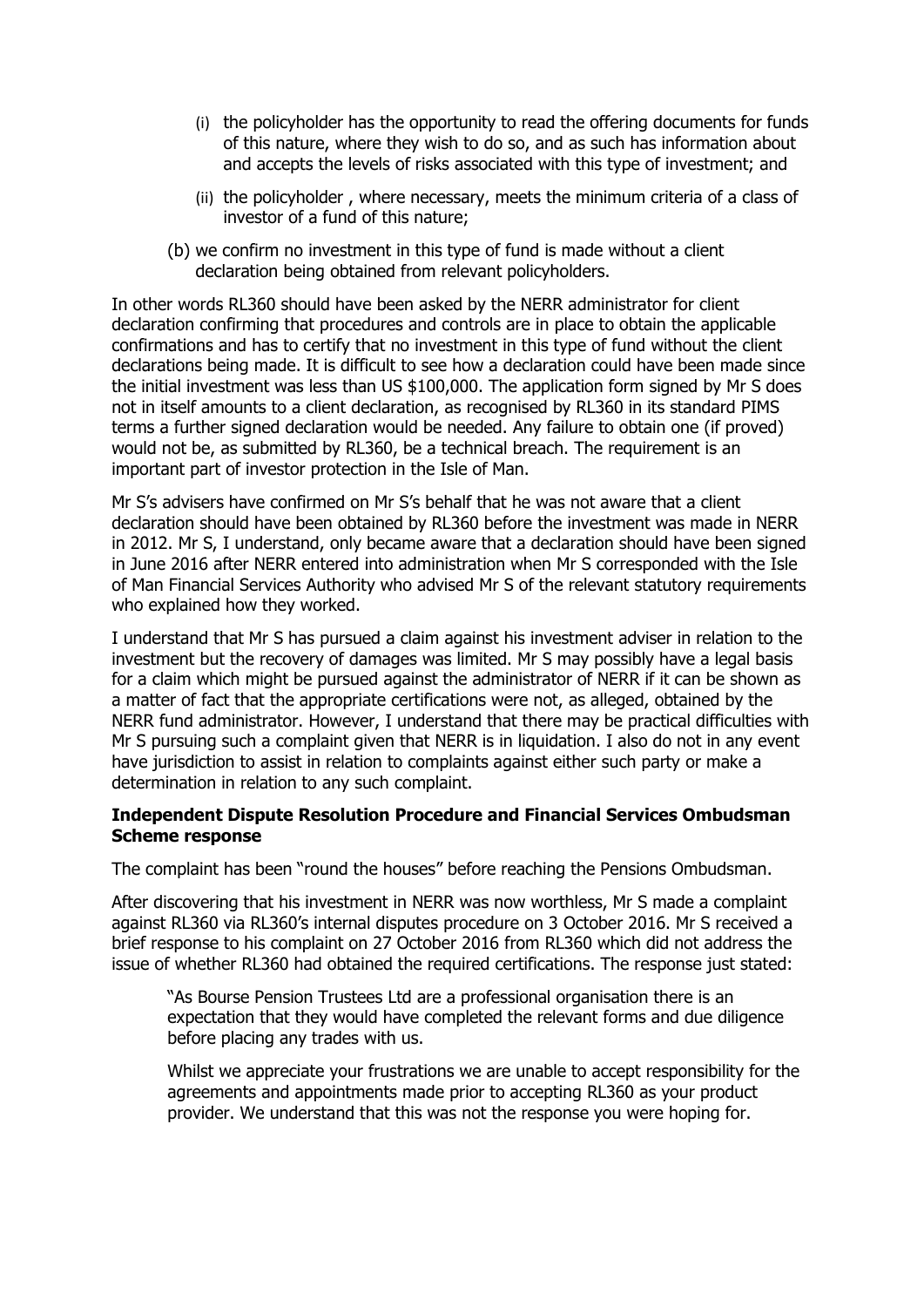(i) the policyholder has the opportunity to read the offering documents for funds of this nature, where they wish to do so, and as such has information about and accepts the levels of risks associated with this type of investment; and

(ii) the policyholder , where necessary, meets the minimum criteria of a class of investor of a fund of this nature;

(b) we confirm no investment in this type of fund is made without a client declaration being obtained from relevant policyholders.

In other words RL360 should have been asked by the NERR administrator for client declaration confirming that procedures and controls are in place to obtain the applicable confirmations and has to certify that no investment in this type of fund without the client declarations being made. It is difficult to see how a declaration could have been made since the initial investment was less than US \$100,000. The application form signed by Mr S does not in itself amounts to a client declaration, as recognised by RL360 in its standard PIMS terms a further signed declaration would be needed. Any failure to obtain one (if proved) would not be, as submitted by RL360, be a technical breach. The requirement is an important part of investor protection in the Isle of Man.

Mr S's advisers have confirmed on Mr S's behalf that he was not aware that a client declaration should have been obtained by RL360 before the investment was made in NERR in 2012. Mr S, I understand, only became aware that a declaration should have been signed in June 2016 after NERR entered into administration when Mr S corresponded with the Isle of Man Financial Services Authority who advised Mr S of the relevant statutory requirements who explained how they worked.

I understand that Mr S has pursued a claim against his investment adviser in relation to the investment but the recovery of damages was limited. Mr S may possibly have a legal basis for a claim which might be pursued against the administrator of NERR if it can be shown as a matter of fact that the appropriate certifications were not, as alleged, obtained by the NERR fund administrator. However, I understand that there may be practical difficulties with Mr S pursuing such a complaint given that NERR is in liquidation. I also do not in any event have jurisdiction to assist in relation to complaints against either such party or make a determination in relation to any such complaint.

**Independent Dispute Resolution Procedure and Financial Services Ombudsman Scheme response**

The complaint has been "round the houses" before reaching the Pensions Ombudsman.

After discovering that his investment in NERR was now worthless, Mr S made a complaint against RL360 via RL360's internal disputes procedure on 3 October 2016. Mr S received a brief response to his complaint on 27 October 2016 from RL360 which did not address the issue of whether RL360 had obtained the required certifications. The response just stated:

> "As Bourse Pension Trustees Ltd are a professional organisation there is an expectation that they would have completed the relevant forms and due diligence before placing any trades with us.
>
> Whilst we appreciate your frustrations we are unable to accept responsibility for the agreements and appointments made prior to accepting RL360 as your product provider. We understand that this was not the response you were hoping for.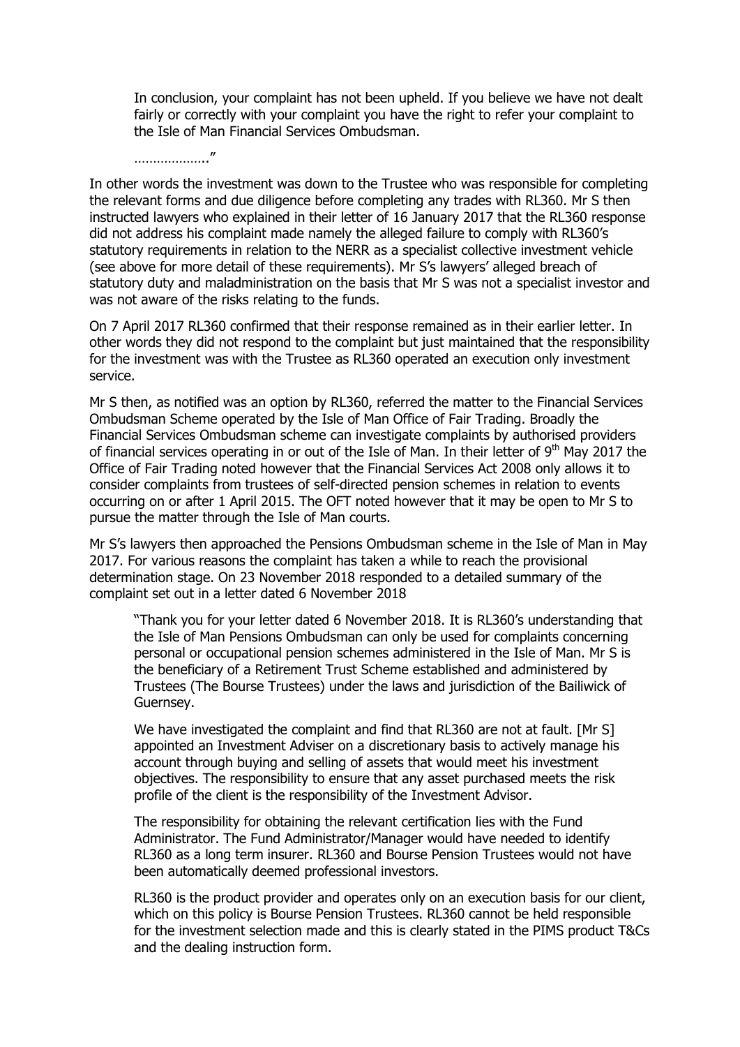> In conclusion, your complaint has not been upheld. If you believe we have not dealt fairly or correctly with your complaint you have the right to refer your complaint to the Isle of Man Financial Services Ombudsman.
>
> ………………."

In other words the investment was down to the Trustee who was responsible for completing the relevant forms and due diligence before completing any trades with RL360. Mr S then instructed lawyers who explained in their letter of 16 January 2017 that the RL360 response did not address his complaint made namely the alleged failure to comply with RL360's statutory requirements in relation to the NERR as a specialist collective investment vehicle (see above for more detail of these requirements). Mr S's lawyers' alleged breach of statutory duty and maladministration on the basis that Mr S was not a specialist investor and was not aware of the risks relating to the funds.

On 7 April 2017 RL360 confirmed that their response remained as in their earlier letter. In other words they did not respond to the complaint but just maintained that the responsibility for the investment was with the Trustee as RL360 operated an execution only investment service.

Mr S then, as notified was an option by RL360, referred the matter to the Financial Services Ombudsman Scheme operated by the Isle of Man Office of Fair Trading. Broadly the Financial Services Ombudsman scheme can investigate complaints by authorised providers of financial services operating in or out of the Isle of Man. In their letter of 9th May 2017 the Office of Fair Trading noted however that the Financial Services Act 2008 only allows it to consider complaints from trustees of self-directed pension schemes in relation to events occurring on or after 1 April 2015. The OFT noted however that it may be open to Mr S to pursue the matter through the Isle of Man courts.

Mr S's lawyers then approached the Pensions Ombudsman scheme in the Isle of Man in May 2017. For various reasons the complaint has taken a while to reach the provisional determination stage. On 23 November 2018 responded to a detailed summary of the complaint set out in a letter dated 6 November 2018

> "Thank you for your letter dated 6 November 2018. It is RL360's understanding that the Isle of Man Pensions Ombudsman can only be used for complaints concerning personal or occupational pension schemes administered in the Isle of Man. Mr S is the beneficiary of a Retirement Trust Scheme established and administered by Trustees (The Bourse Trustees) under the laws and jurisdiction of the Bailiwick of Guernsey.
>
> We have investigated the complaint and find that RL360 are not at fault. [Mr S] appointed an Investment Adviser on a discretionary basis to actively manage his account through buying and selling of assets that would meet his investment objectives. The responsibility to ensure that any asset purchased meets the risk profile of the client is the responsibility of the Investment Advisor.
>
> The responsibility for obtaining the relevant certification lies with the Fund Administrator. The Fund Administrator/Manager would have needed to identify RL360 as a long term insurer. RL360 and Bourse Pension Trustees would not have been automatically deemed professional investors.
>
> RL360 is the product provider and operates only on an execution basis for our client, which on this policy is Bourse Pension Trustees. RL360 cannot be held responsible for the investment selection made and this is clearly stated in the PIMS product T&Cs and the dealing instruction form.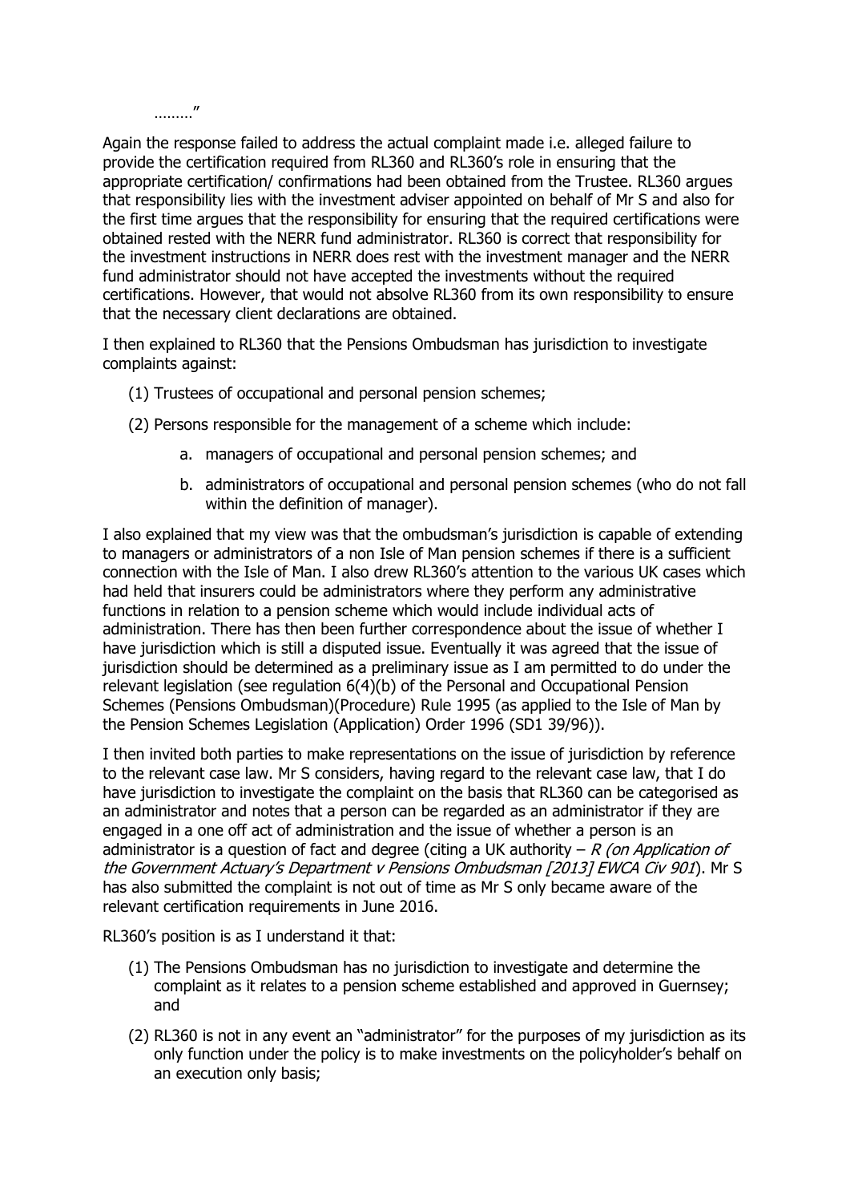………"

Again the response failed to address the actual complaint made i.e. alleged failure to provide the certification required from RL360 and RL360's role in ensuring that the appropriate certification/ confirmations had been obtained from the Trustee. RL360 argues that responsibility lies with the investment adviser appointed on behalf of Mr S and also for the first time argues that the responsibility for ensuring that the required certifications were obtained rested with the NERR fund administrator. RL360 is correct that responsibility for the investment instructions in NERR does rest with the investment manager and the NERR fund administrator should not have accepted the investments without the required certifications. However, that would not absolve RL360 from its own responsibility to ensure that the necessary client declarations are obtained.

I then explained to RL360 that the Pensions Ombudsman has jurisdiction to investigate complaints against:

(1) Trustees of occupational and personal pension schemes;

(2) Persons responsible for the management of a scheme which include:

   a. managers of occupational and personal pension schemes; and

   b. administrators of occupational and personal pension schemes (who do not fall within the definition of manager).

I also explained that my view was that the ombudsman's jurisdiction is capable of extending to managers or administrators of a non Isle of Man pension schemes if there is a sufficient connection with the Isle of Man. I also drew RL360's attention to the various UK cases which had held that insurers could be administrators where they perform any administrative functions in relation to a pension scheme which would include individual acts of administration. There has then been further correspondence about the issue of whether I have jurisdiction which is still a disputed issue. Eventually it was agreed that the issue of jurisdiction should be determined as a preliminary issue as I am permitted to do under the relevant legislation (see regulation 6(4)(b) of the Personal and Occupational Pension Schemes (Pensions Ombudsman)(Procedure) Rule 1995 (as applied to the Isle of Man by the Pension Schemes Legislation (Application) Order 1996 (SD1 39/96)).

I then invited both parties to make representations on the issue of jurisdiction by reference to the relevant case law. Mr S considers, having regard to the relevant case law, that I do have jurisdiction to investigate the complaint on the basis that RL360 can be categorised as an administrator and notes that a person can be regarded as an administrator if they are engaged in a one off act of administration and the issue of whether a person is an administrator is a question of fact and degree (citing a UK authority – *R (on Application of the Government Actuary's Department v Pensions Ombudsman [2013] EWCA Civ 901*). Mr S has also submitted the complaint is not out of time as Mr S only became aware of the relevant certification requirements in June 2016.

RL360's position is as I understand it that:

(1) The Pensions Ombudsman has no jurisdiction to investigate and determine the complaint as it relates to a pension scheme established and approved in Guernsey; and

(2) RL360 is not in any event an "administrator" for the purposes of my jurisdiction as its only function under the policy is to make investments on the policyholder's behalf on an execution only basis;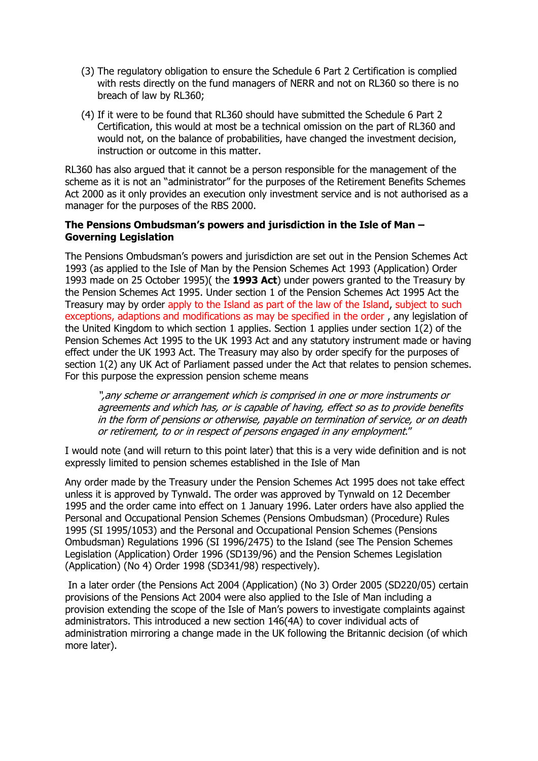(3) The regulatory obligation to ensure the Schedule 6 Part 2 Certification is complied with rests directly on the fund managers of NERR and not on RL360 so there is no breach of law by RL360;

(4) If it were to be found that RL360 should have submitted the Schedule 6 Part 2 Certification, this would at most be a technical omission on the part of RL360 and would not, on the balance of probabilities, have changed the investment decision, instruction or outcome in this matter.

RL360 has also argued that it cannot be a person responsible for the management of the scheme as it is not an "administrator" for the purposes of the Retirement Benefits Schemes Act 2000 as it only provides an execution only investment service and is not authorised as a manager for the purposes of the RBS 2000.

**The Pensions Ombudsman's powers and jurisdiction in the Isle of Man – Governing Legislation**

The Pensions Ombudsman's powers and jurisdiction are set out in the Pension Schemes Act 1993 (as applied to the Isle of Man by the Pension Schemes Act 1993 (Application) Order 1993 made on 25 October 1995)( the **1993 Act**) under powers granted to the Treasury by the Pension Schemes Act 1995. Under section 1 of the Pension Schemes Act 1995 Act the Treasury may by order apply to the Island as part of the law of the Island, subject to such exceptions, adaptions and modifications as may be specified in the order , any legislation of the United Kingdom to which section 1 applies. Section 1 applies under section 1(2) of the Pension Schemes Act 1995 to the UK 1993 Act and any statutory instrument made or having effect under the UK 1993 Act. The Treasury may also by order specify for the purposes of section 1(2) any UK Act of Parliament passed under the Act that relates to pension schemes. For this purpose the expression pension scheme means

> *",any scheme or arrangement which is comprised in one or more instruments or agreements and which has, or is capable of having, effect so as to provide benefits in the form of pensions or otherwise, payable on termination of service, or on death or retirement, to or in respect of persons engaged in any employment*."

I would note (and will return to this point later) that this is a very wide definition and is not expressly limited to pension schemes established in the Isle of Man

Any order made by the Treasury under the Pension Schemes Act 1995 does not take effect unless it is approved by Tynwald. The order was approved by Tynwald on 12 December 1995 and the order came into effect on 1 January 1996. Later orders have also applied the Personal and Occupational Pension Schemes (Pensions Ombudsman) (Procedure) Rules 1995 (SI 1995/1053) and the Personal and Occupational Pension Schemes (Pensions Ombudsman) Regulations 1996 (SI 1996/2475) to the Island (see The Pension Schemes Legislation (Application) Order 1996 (SD139/96) and the Pension Schemes Legislation (Application) (No 4) Order 1998 (SD341/98) respectively).

In a later order (the Pensions Act 2004 (Application) (No 3) Order 2005 (SD220/05) certain provisions of the Pensions Act 2004 were also applied to the Isle of Man including a provision extending the scope of the Isle of Man's powers to investigate complaints against administrators. This introduced a new section 146(4A) to cover individual acts of administration mirroring a change made in the UK following the Britannic decision (of which more later).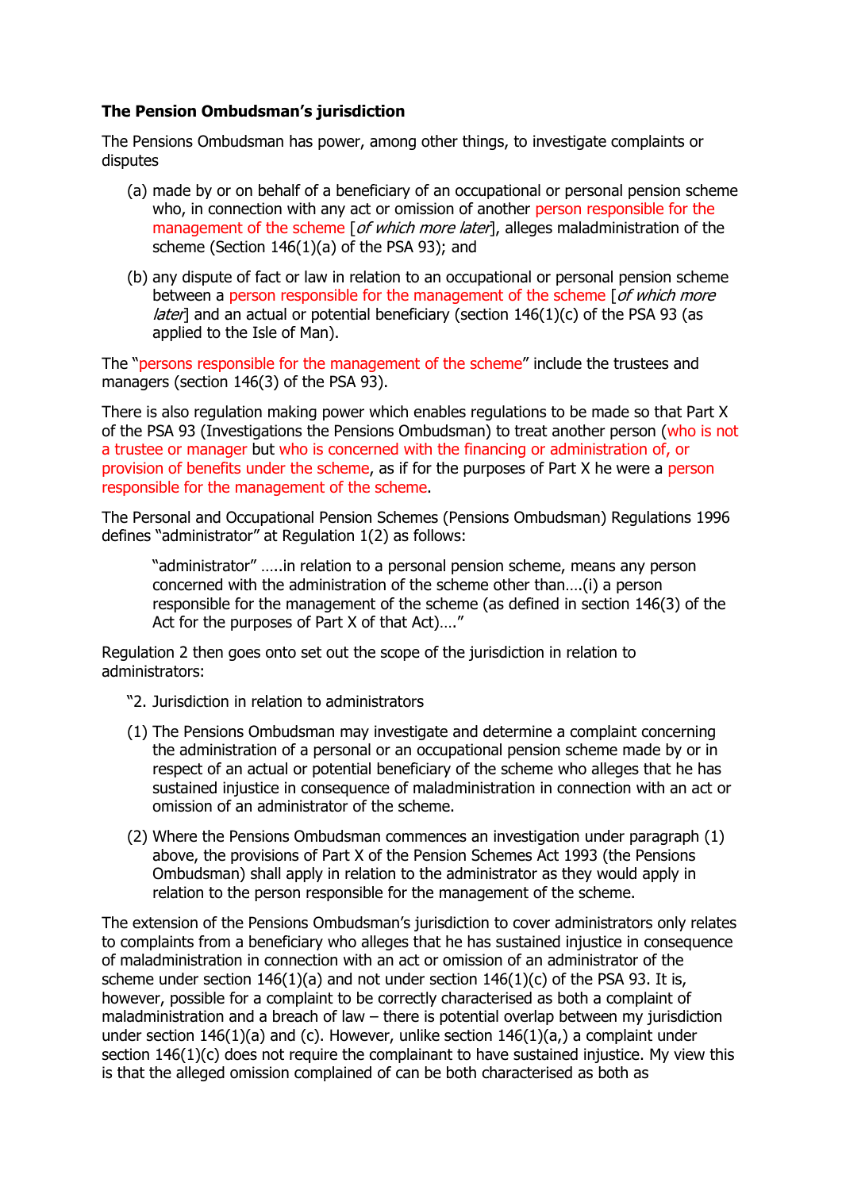**The Pension Ombudsman's jurisdiction**

The Pensions Ombudsman has power, among other things, to investigate complaints or disputes

(a) made by or on behalf of a beneficiary of an occupational or personal pension scheme who, in connection with any act or omission of another person responsible for the management of the scheme [*of which more later*], alleges maladministration of the scheme (Section 146(1)(a) of the PSA 93); and

(b) any dispute of fact or law in relation to an occupational or personal pension scheme between a person responsible for the management of the scheme [*of which more later*] and an actual or potential beneficiary (section 146(1)(c) of the PSA 93 (as applied to the Isle of Man).

The "persons responsible for the management of the scheme" include the trustees and managers (section 146(3) of the PSA 93).

There is also regulation making power which enables regulations to be made so that Part X of the PSA 93 (Investigations the Pensions Ombudsman) to treat another person (who is not a trustee or manager but who is concerned with the financing or administration of, or provision of benefits under the scheme, as if for the purposes of Part X he were a person responsible for the management of the scheme.

The Personal and Occupational Pension Schemes (Pensions Ombudsman) Regulations 1996 defines "administrator" at Regulation 1(2) as follows:

> "administrator" .....in relation to a personal pension scheme, means any person concerned with the administration of the scheme other than....(i) a person responsible for the management of the scheme (as defined in section 146(3) of the Act for the purposes of Part X of that Act)...."

Regulation 2 then goes onto set out the scope of the jurisdiction in relation to administrators:

> "2. Jurisdiction in relation to administrators
>
> (1) The Pensions Ombudsman may investigate and determine a complaint concerning the administration of a personal or an occupational pension scheme made by or in respect of an actual or potential beneficiary of the scheme who alleges that he has sustained injustice in consequence of maladministration in connection with an act or omission of an administrator of the scheme.
>
> (2) Where the Pensions Ombudsman commences an investigation under paragraph (1) above, the provisions of Part X of the Pension Schemes Act 1993 (the Pensions Ombudsman) shall apply in relation to the administrator as they would apply in relation to the person responsible for the management of the scheme.

The extension of the Pensions Ombudsman's jurisdiction to cover administrators only relates to complaints from a beneficiary who alleges that he has sustained injustice in consequence of maladministration in connection with an act or omission of an administrator of the scheme under section 146(1)(a) and not under section 146(1)(c) of the PSA 93. It is, however, possible for a complaint to be correctly characterised as both a complaint of maladministration and a breach of law – there is potential overlap between my jurisdiction under section 146(1)(a) and (c). However, unlike section 146(1)(a,) a complaint under section 146(1)(c) does not require the complainant to have sustained injustice. My view this is that the alleged omission complained of can be both characterised as both as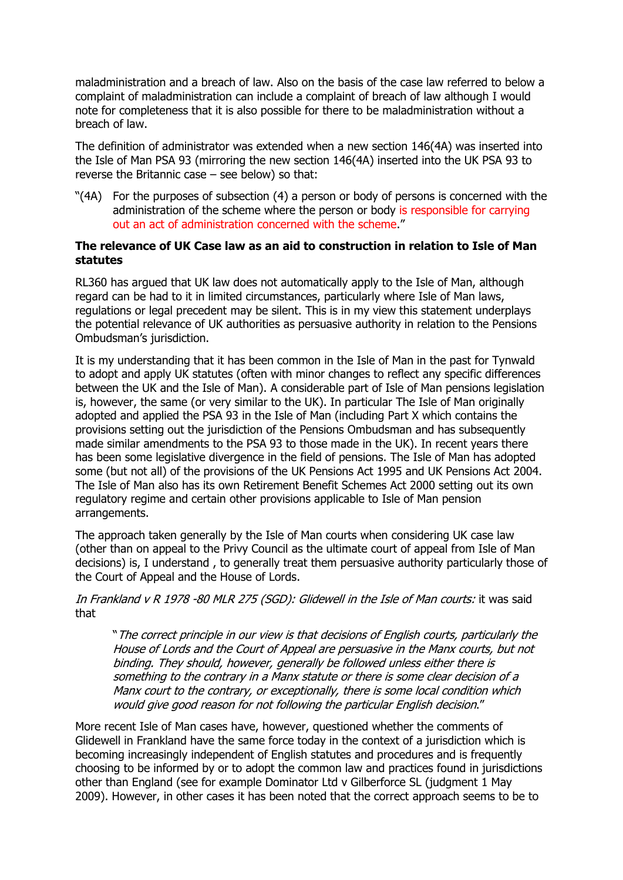maladministration and a breach of law. Also on the basis of the case law referred to below a complaint of maladministration can include a complaint of breach of law although I would note for completeness that it is also possible for there to be maladministration without a breach of law.

The definition of administrator was extended when a new section 146(4A) was inserted into the Isle of Man PSA 93 (mirroring the new section 146(4A) inserted into the UK PSA 93 to reverse the Britannic case – see below) so that:

> "(4A) For the purposes of subsection (4) a person or body of persons is concerned with the administration of the scheme where the person or body is responsible for carrying out an act of administration concerned with the scheme."

**The relevance of UK Case law as an aid to construction in relation to Isle of Man statutes**

RL360 has argued that UK law does not automatically apply to the Isle of Man, although regard can be had to it in limited circumstances, particularly where Isle of Man laws, regulations or legal precedent may be silent. This is in my view this statement underplays the potential relevance of UK authorities as persuasive authority in relation to the Pensions Ombudsman's jurisdiction.

It is my understanding that it has been common in the Isle of Man in the past for Tynwald to adopt and apply UK statutes (often with minor changes to reflect any specific differences between the UK and the Isle of Man). A considerable part of Isle of Man pensions legislation is, however, the same (or very similar to the UK). In particular The Isle of Man originally adopted and applied the PSA 93 in the Isle of Man (including Part X which contains the provisions setting out the jurisdiction of the Pensions Ombudsman and has subsequently made similar amendments to the PSA 93 to those made in the UK). In recent years there has been some legislative divergence in the field of pensions. The Isle of Man has adopted some (but not all) of the provisions of the UK Pensions Act 1995 and UK Pensions Act 2004. The Isle of Man also has its own Retirement Benefit Schemes Act 2000 setting out its own regulatory regime and certain other provisions applicable to Isle of Man pension arrangements.

The approach taken generally by the Isle of Man courts when considering UK case law (other than on appeal to the Privy Council as the ultimate court of appeal from Isle of Man decisions) is, I understand , to generally treat them persuasive authority particularly those of the Court of Appeal and the House of Lords.

*In Frankland v R 1978 -80 MLR 275 (SGD): Glidewell in the Isle of Man courts:* it was said that

> "*The correct principle in our view is that decisions of English courts, particularly the House of Lords and the Court of Appeal are persuasive in the Manx courts, but not binding. They should, however, generally be followed unless either there is something to the contrary in a Manx statute or there is some clear decision of a Manx court to the contrary, or exceptionally, there is some local condition which would give good reason for not following the particular English decision.*"

More recent Isle of Man cases have, however, questioned whether the comments of Glidewell in Frankland have the same force today in the context of a jurisdiction which is becoming increasingly independent of English statutes and procedures and is frequently choosing to be informed by or to adopt the common law and practices found in jurisdictions other than England (see for example Dominator Ltd v Gilberforce SL (judgment 1 May 2009). However, in other cases it has been noted that the correct approach seems to be to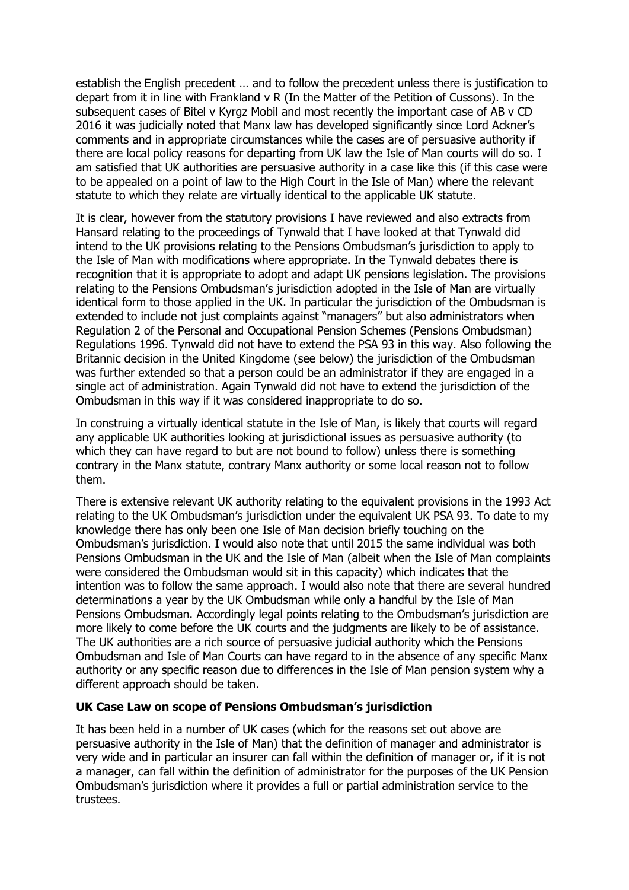establish the English precedent … and to follow the precedent unless there is justification to depart from it in line with Frankland v R (In the Matter of the Petition of Cussons). In the subsequent cases of Bitel v Kyrgz Mobil and most recently the important case of AB v CD 2016 it was judicially noted that Manx law has developed significantly since Lord Ackner's comments and in appropriate circumstances while the cases are of persuasive authority if there are local policy reasons for departing from UK law the Isle of Man courts will do so. I am satisfied that UK authorities are persuasive authority in a case like this (if this case were to be appealed on a point of law to the High Court in the Isle of Man) where the relevant statute to which they relate are virtually identical to the applicable UK statute.

It is clear, however from the statutory provisions I have reviewed and also extracts from Hansard relating to the proceedings of Tynwald that I have looked at that Tynwald did intend to the UK provisions relating to the Pensions Ombudsman's jurisdiction to apply to the Isle of Man with modifications where appropriate. In the Tynwald debates there is recognition that it is appropriate to adopt and adapt UK pensions legislation. The provisions relating to the Pensions Ombudsman's jurisdiction adopted in the Isle of Man are virtually identical form to those applied in the UK. In particular the jurisdiction of the Ombudsman is extended to include not just complaints against "managers" but also administrators when Regulation 2 of the Personal and Occupational Pension Schemes (Pensions Ombudsman) Regulations 1996. Tynwald did not have to extend the PSA 93 in this way. Also following the Britannic decision in the United Kingdome (see below) the jurisdiction of the Ombudsman was further extended so that a person could be an administrator if they are engaged in a single act of administration. Again Tynwald did not have to extend the jurisdiction of the Ombudsman in this way if it was considered inappropriate to do so.

In construing a virtually identical statute in the Isle of Man, is likely that courts will regard any applicable UK authorities looking at jurisdictional issues as persuasive authority (to which they can have regard to but are not bound to follow) unless there is something contrary in the Manx statute, contrary Manx authority or some local reason not to follow them.

There is extensive relevant UK authority relating to the equivalent provisions in the 1993 Act relating to the UK Ombudsman's jurisdiction under the equivalent UK PSA 93. To date to my knowledge there has only been one Isle of Man decision briefly touching on the Ombudsman's jurisdiction. I would also note that until 2015 the same individual was both Pensions Ombudsman in the UK and the Isle of Man (albeit when the Isle of Man complaints were considered the Ombudsman would sit in this capacity) which indicates that the intention was to follow the same approach. I would also note that there are several hundred determinations a year by the UK Ombudsman while only a handful by the Isle of Man Pensions Ombudsman. Accordingly legal points relating to the Ombudsman's jurisdiction are more likely to come before the UK courts and the judgments are likely to be of assistance. The UK authorities are a rich source of persuasive judicial authority which the Pensions Ombudsman and Isle of Man Courts can have regard to in the absence of any specific Manx authority or any specific reason due to differences in the Isle of Man pension system why a different approach should be taken.

**UK Case Law on scope of Pensions Ombudsman's jurisdiction**

It has been held in a number of UK cases (which for the reasons set out above are persuasive authority in the Isle of Man) that the definition of manager and administrator is very wide and in particular an insurer can fall within the definition of manager or, if it is not a manager, can fall within the definition of administrator for the purposes of the UK Pension Ombudsman's jurisdiction where it provides a full or partial administration service to the trustees.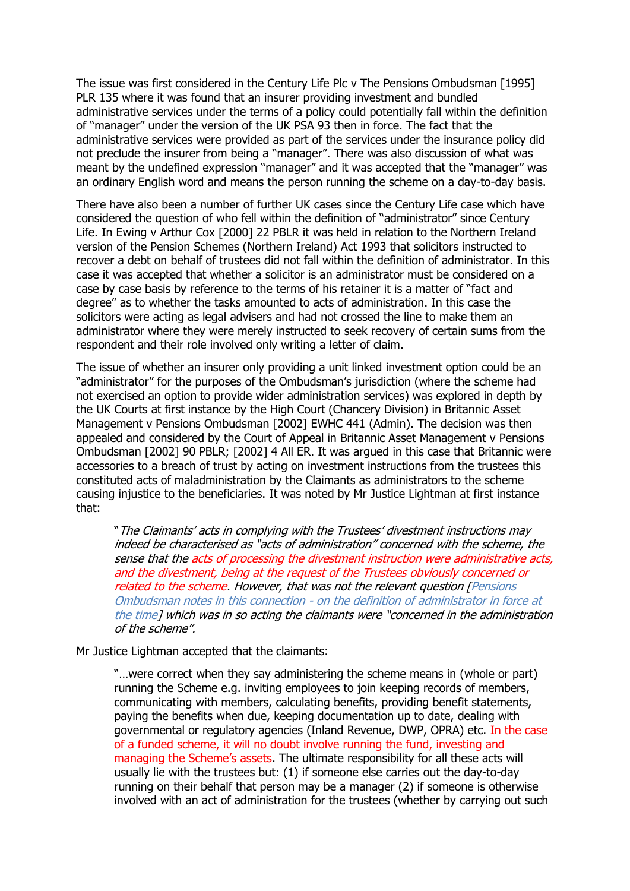The issue was first considered in the Century Life Plc v The Pensions Ombudsman [1995] PLR 135 where it was found that an insurer providing investment and bundled administrative services under the terms of a policy could potentially fall within the definition of "manager" under the version of the UK PSA 93 then in force. The fact that the administrative services were provided as part of the services under the insurance policy did not preclude the insurer from being a "manager". There was also discussion of what was meant by the undefined expression "manager" and it was accepted that the "manager" was an ordinary English word and means the person running the scheme on a day-to-day basis.

There have also been a number of further UK cases since the Century Life case which have considered the question of who fell within the definition of "administrator" since Century Life. In Ewing v Arthur Cox [2000] 22 PBLR it was held in relation to the Northern Ireland version of the Pension Schemes (Northern Ireland) Act 1993 that solicitors instructed to recover a debt on behalf of trustees did not fall within the definition of administrator. In this case it was accepted that whether a solicitor is an administrator must be considered on a case by case basis by reference to the terms of his retainer it is a matter of "fact and degree" as to whether the tasks amounted to acts of administration. In this case the solicitors were acting as legal advisers and had not crossed the line to make them an administrator where they were merely instructed to seek recovery of certain sums from the respondent and their role involved only writing a letter of claim.

The issue of whether an insurer only providing a unit linked investment option could be an "administrator" for the purposes of the Ombudsman's jurisdiction (where the scheme had not exercised an option to provide wider administration services) was explored in depth by the UK Courts at first instance by the High Court (Chancery Division) in Britannic Asset Management v Pensions Ombudsman [2002] EWHC 441 (Admin). The decision was then appealed and considered by the Court of Appeal in Britannic Asset Management v Pensions Ombudsman [2002] 90 PBLR; [2002] 4 All ER. It was argued in this case that Britannic were accessories to a breach of trust by acting on investment instructions from the trustees this constituted acts of maladministration by the Claimants as administrators to the scheme causing injustice to the beneficiaries. It was noted by Mr Justice Lightman at first instance that:

> "*The Claimants' acts in complying with the Trustees' divestment instructions may indeed be characterised as "acts of administration" concerned with the scheme, the sense that the acts of processing the divestment instruction were administrative acts, and the divestment, being at the request of the Trustees obviously concerned or related to the scheme. However, that was not the relevant question [Pensions Ombudsman notes in this connection - on the definition of administrator in force at the time] which was in so acting the claimants were "concerned in the administration of the scheme".*

Mr Justice Lightman accepted that the claimants:

> "…were correct when they say administering the scheme means in (whole or part) running the Scheme e.g. inviting employees to join keeping records of members, communicating with members, calculating benefits, providing benefit statements, paying the benefits when due, keeping documentation up to date, dealing with governmental or regulatory agencies (Inland Revenue, DWP, OPRA) etc. In the case of a funded scheme, it will no doubt involve running the fund, investing and managing the Scheme's assets. The ultimate responsibility for all these acts will usually lie with the trustees but: (1) if someone else carries out the day-to-day running on their behalf that person may be a manager (2) if someone is otherwise involved with an act of administration for the trustees (whether by carrying out such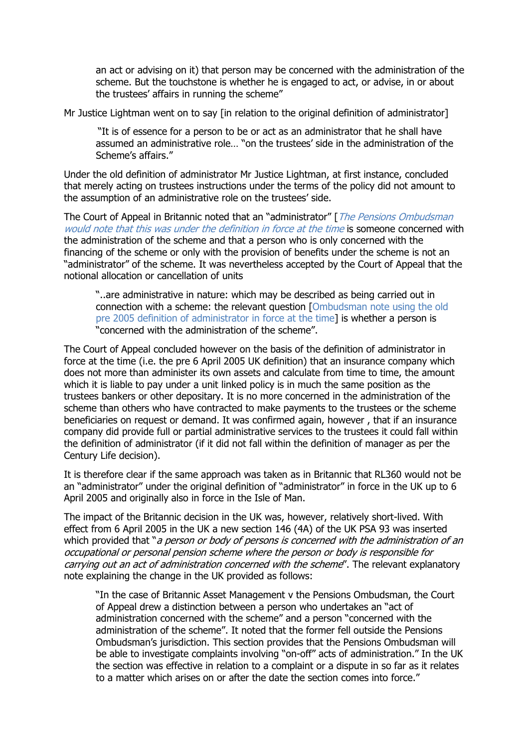> an act or advising on it) that person may be concerned with the administration of the scheme. But the touchstone is whether he is engaged to act, or advise, in or about the trustees' affairs in running the scheme"

Mr Justice Lightman went on to say [in relation to the original definition of administrator]

> "It is of essence for a person to be or act as an administrator that he shall have assumed an administrative role… "on the trustees' side in the administration of the Scheme's affairs."

Under the old definition of administrator Mr Justice Lightman, at first instance, concluded that merely acting on trustees instructions under the terms of the policy did not amount to the assumption of an administrative role on the trustees' side.

The Court of Appeal in Britannic noted that an "administrator" [ *The Pensions Ombudsman would note that this was under the definition in force at the time* is someone concerned with the administration of the scheme and that a person who is only concerned with the financing of the scheme or only with the provision of benefits under the scheme is not an "administrator" of the scheme. It was nevertheless accepted by the Court of Appeal that the notional allocation or cancellation of units

> "..are administrative in nature: which may be described as being carried out in connection with a scheme: the relevant question [Ombudsman note using the old pre 2005 definition of administrator in force at the time] is whether a person is "concerned with the administration of the scheme".

The Court of Appeal concluded however on the basis of the definition of administrator in force at the time (i.e. the pre 6 April 2005 UK definition) that an insurance company which does not more than administer its own assets and calculate from time to time, the amount which it is liable to pay under a unit linked policy is in much the same position as the trustees bankers or other depositary. It is no more concerned in the administration of the scheme than others who have contracted to make payments to the trustees or the scheme beneficiaries on request or demand. It was confirmed again, however , that if an insurance company did provide full or partial administrative services to the trustees it could fall within the definition of administrator (if it did not fall within the definition of manager as per the Century Life decision).

It is therefore clear if the same approach was taken as in Britannic that RL360 would not be an "administrator" under the original definition of "administrator" in force in the UK up to 6 April 2005 and originally also in force in the Isle of Man.

The impact of the Britannic decision in the UK was, however, relatively short-lived. With effect from 6 April 2005 in the UK a new section 146 (4A) of the UK PSA 93 was inserted which provided that "*a person or body of persons is concerned with the administration of an occupational or personal pension scheme where the person or body is responsible for carrying out an act of administration concerned with the scheme*". The relevant explanatory note explaining the change in the UK provided as follows:

> "In the case of Britannic Asset Management v the Pensions Ombudsman, the Court of Appeal drew a distinction between a person who undertakes an "act of administration concerned with the scheme" and a person "concerned with the administration of the scheme". It noted that the former fell outside the Pensions Ombudsman's jurisdiction. This section provides that the Pensions Ombudsman will be able to investigate complaints involving "on-off" acts of administration." In the UK the section was effective in relation to a complaint or a dispute in so far as it relates to a matter which arises on or after the date the section comes into force."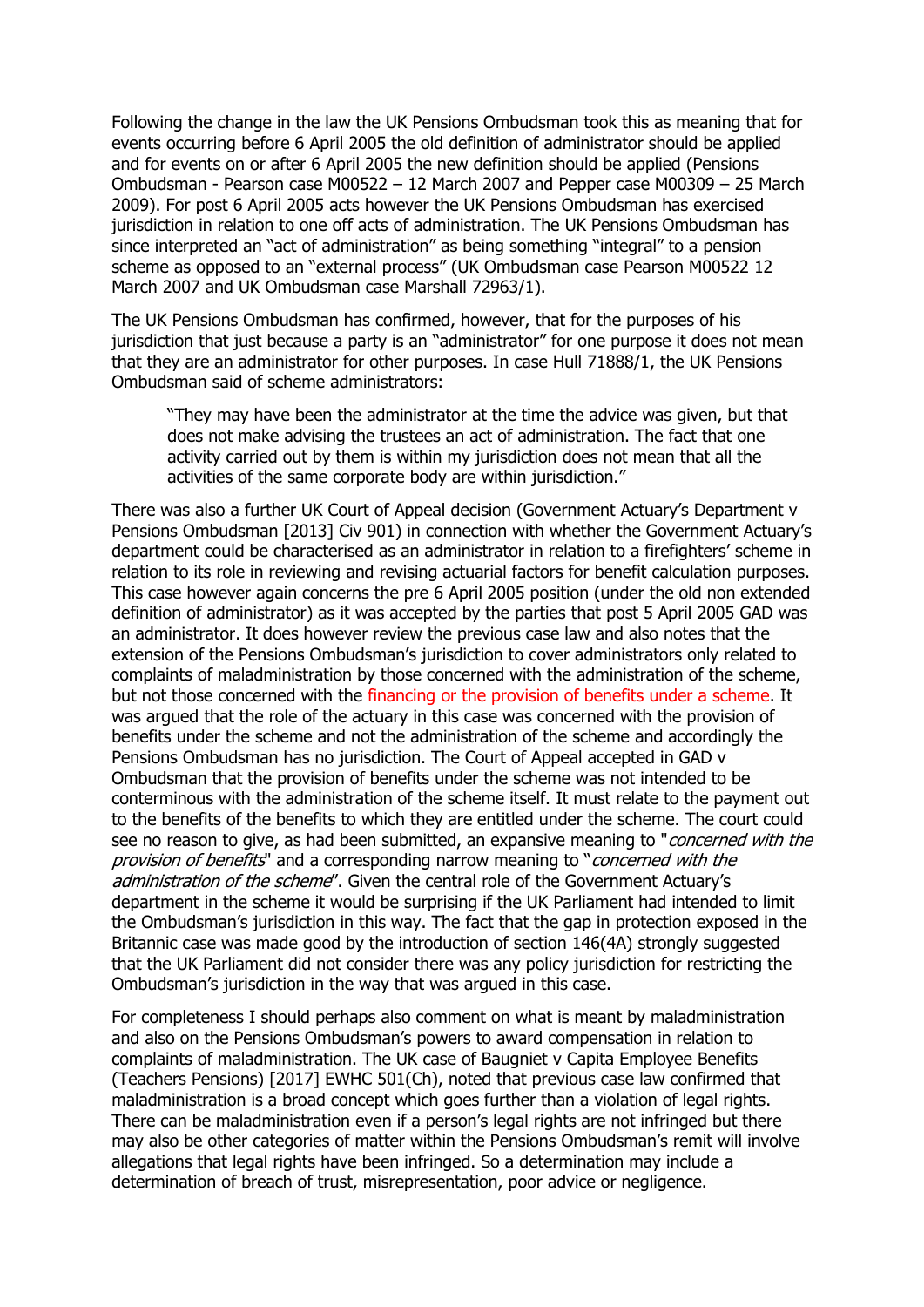Following the change in the law the UK Pensions Ombudsman took this as meaning that for events occurring before 6 April 2005 the old definition of administrator should be applied and for events on or after 6 April 2005 the new definition should be applied (Pensions Ombudsman - Pearson case M00522 – 12 March 2007 and Pepper case M00309 – 25 March 2009). For post 6 April 2005 acts however the UK Pensions Ombudsman has exercised jurisdiction in relation to one off acts of administration. The UK Pensions Ombudsman has since interpreted an "act of administration" as being something "integral" to a pension scheme as opposed to an "external process" (UK Ombudsman case Pearson M00522 12 March 2007 and UK Ombudsman case Marshall 72963/1).

The UK Pensions Ombudsman has confirmed, however, that for the purposes of his jurisdiction that just because a party is an "administrator" for one purpose it does not mean that they are an administrator for other purposes. In case Hull 71888/1, the UK Pensions Ombudsman said of scheme administrators:

> "They may have been the administrator at the time the advice was given, but that does not make advising the trustees an act of administration. The fact that one activity carried out by them is within my jurisdiction does not mean that all the activities of the same corporate body are within jurisdiction."

There was also a further UK Court of Appeal decision (Government Actuary's Department v Pensions Ombudsman [2013] Civ 901) in connection with whether the Government Actuary's department could be characterised as an administrator in relation to a firefighters' scheme in relation to its role in reviewing and revising actuarial factors for benefit calculation purposes. This case however again concerns the pre 6 April 2005 position (under the old non extended definition of administrator) as it was accepted by the parties that post 5 April 2005 GAD was an administrator. It does however review the previous case law and also notes that the extension of the Pensions Ombudsman's jurisdiction to cover administrators only related to complaints of maladministration by those concerned with the administration of the scheme, but not those concerned with the financing or the provision of benefits under a scheme. It was argued that the role of the actuary in this case was concerned with the provision of benefits under the scheme and not the administration of the scheme and accordingly the Pensions Ombudsman has no jurisdiction. The Court of Appeal accepted in GAD v Ombudsman that the provision of benefits under the scheme was not intended to be conterminous with the administration of the scheme itself. It must relate to the payment out to the benefits of the benefits to which they are entitled under the scheme. The court could see no reason to give, as had been submitted, an expansive meaning to "*concerned with the provision of benefits*" and a corresponding narrow meaning to "*concerned with the administration of the scheme*". Given the central role of the Government Actuary's department in the scheme it would be surprising if the UK Parliament had intended to limit the Ombudsman's jurisdiction in this way. The fact that the gap in protection exposed in the Britannic case was made good by the introduction of section 146(4A) strongly suggested that the UK Parliament did not consider there was any policy jurisdiction for restricting the Ombudsman's jurisdiction in the way that was argued in this case.

For completeness I should perhaps also comment on what is meant by maladministration and also on the Pensions Ombudsman's powers to award compensation in relation to complaints of maladministration. The UK case of Baugniet v Capita Employee Benefits (Teachers Pensions) [2017] EWHC 501(Ch), noted that previous case law confirmed that maladministration is a broad concept which goes further than a violation of legal rights. There can be maladministration even if a person's legal rights are not infringed but there may also be other categories of matter within the Pensions Ombudsman's remit will involve allegations that legal rights have been infringed. So a determination may include a determination of breach of trust, misrepresentation, poor advice or negligence.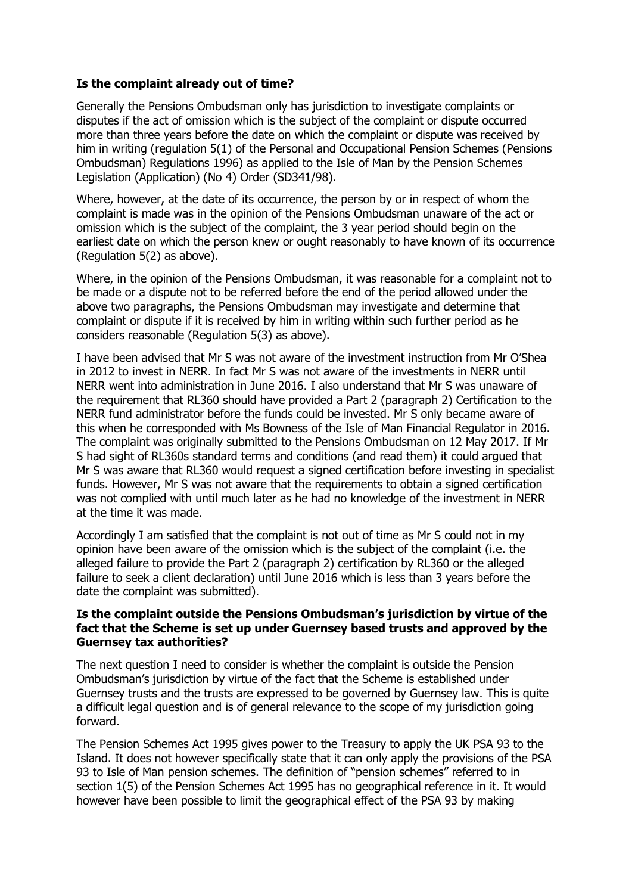**Is the complaint already out of time?**

Generally the Pensions Ombudsman only has jurisdiction to investigate complaints or disputes if the act of omission which is the subject of the complaint or dispute occurred more than three years before the date on which the complaint or dispute was received by him in writing (regulation 5(1) of the Personal and Occupational Pension Schemes (Pensions Ombudsman) Regulations 1996) as applied to the Isle of Man by the Pension Schemes Legislation (Application) (No 4) Order (SD341/98).

Where, however, at the date of its occurrence, the person by or in respect of whom the complaint is made was in the opinion of the Pensions Ombudsman unaware of the act or omission which is the subject of the complaint, the 3 year period should begin on the earliest date on which the person knew or ought reasonably to have known of its occurrence (Regulation 5(2) as above).

Where, in the opinion of the Pensions Ombudsman, it was reasonable for a complaint not to be made or a dispute not to be referred before the end of the period allowed under the above two paragraphs, the Pensions Ombudsman may investigate and determine that complaint or dispute if it is received by him in writing within such further period as he considers reasonable (Regulation 5(3) as above).

I have been advised that Mr S was not aware of the investment instruction from Mr O'Shea in 2012 to invest in NERR. In fact Mr S was not aware of the investments in NERR until NERR went into administration in June 2016. I also understand that Mr S was unaware of the requirement that RL360 should have provided a Part 2 (paragraph 2) Certification to the NERR fund administrator before the funds could be invested. Mr S only became aware of this when he corresponded with Ms Bowness of the Isle of Man Financial Regulator in 2016. The complaint was originally submitted to the Pensions Ombudsman on 12 May 2017. If Mr S had sight of RL360s standard terms and conditions (and read them) it could argued that Mr S was aware that RL360 would request a signed certification before investing in specialist funds. However, Mr S was not aware that the requirements to obtain a signed certification was not complied with until much later as he had no knowledge of the investment in NERR at the time it was made.

Accordingly I am satisfied that the complaint is not out of time as Mr S could not in my opinion have been aware of the omission which is the subject of the complaint (i.e. the alleged failure to provide the Part 2 (paragraph 2) certification by RL360 or the alleged failure to seek a client declaration) until June 2016 which is less than 3 years before the date the complaint was submitted).

**Is the complaint outside the Pensions Ombudsman's jurisdiction by virtue of the fact that the Scheme is set up under Guernsey based trusts and approved by the Guernsey tax authorities?**

The next question I need to consider is whether the complaint is outside the Pension Ombudsman's jurisdiction by virtue of the fact that the Scheme is established under Guernsey trusts and the trusts are expressed to be governed by Guernsey law. This is quite a difficult legal question and is of general relevance to the scope of my jurisdiction going forward.

The Pension Schemes Act 1995 gives power to the Treasury to apply the UK PSA 93 to the Island. It does not however specifically state that it can only apply the provisions of the PSA 93 to Isle of Man pension schemes. The definition of "pension schemes" referred to in section 1(5) of the Pension Schemes Act 1995 has no geographical reference in it. It would however have been possible to limit the geographical effect of the PSA 93 by making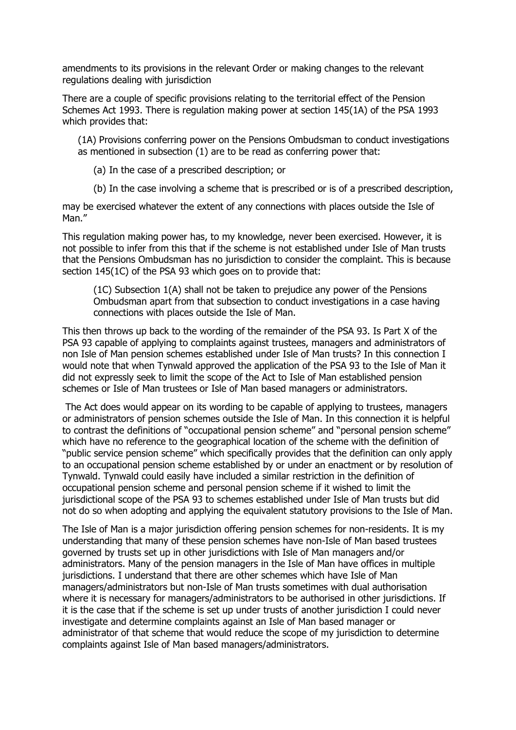amendments to its provisions in the relevant Order or making changes to the relevant regulations dealing with jurisdiction

There are a couple of specific provisions relating to the territorial effect of the Pension Schemes Act 1993. There is regulation making power at section 145(1A) of the PSA 1993 which provides that:

> (1A) Provisions conferring power on the Pensions Ombudsman to conduct investigations as mentioned in subsection (1) are to be read as conferring power that:
>
> (a) In the case of a prescribed description; or
>
> (b) In the case involving a scheme that is prescribed or is of a prescribed description,
>
> may be exercised whatever the extent of any connections with places outside the Isle of Man."

This regulation making power has, to my knowledge, never been exercised. However, it is not possible to infer from this that if the scheme is not established under Isle of Man trusts that the Pensions Ombudsman has no jurisdiction to consider the complaint. This is because section 145(1C) of the PSA 93 which goes on to provide that:

> (1C) Subsection 1(A) shall not be taken to prejudice any power of the Pensions Ombudsman apart from that subsection to conduct investigations in a case having connections with places outside the Isle of Man.

This then throws up back to the wording of the remainder of the PSA 93. Is Part X of the PSA 93 capable of applying to complaints against trustees, managers and administrators of non Isle of Man pension schemes established under Isle of Man trusts? In this connection I would note that when Tynwald approved the application of the PSA 93 to the Isle of Man it did not expressly seek to limit the scope of the Act to Isle of Man established pension schemes or Isle of Man trustees or Isle of Man based managers or administrators.

The Act does would appear on its wording to be capable of applying to trustees, managers or administrators of pension schemes outside the Isle of Man. In this connection it is helpful to contrast the definitions of "occupational pension scheme" and "personal pension scheme" which have no reference to the geographical location of the scheme with the definition of "public service pension scheme" which specifically provides that the definition can only apply to an occupational pension scheme established by or under an enactment or by resolution of Tynwald. Tynwald could easily have included a similar restriction in the definition of occupational pension scheme and personal pension scheme if it wished to limit the jurisdictional scope of the PSA 93 to schemes established under Isle of Man trusts but did not do so when adopting and applying the equivalent statutory provisions to the Isle of Man.

The Isle of Man is a major jurisdiction offering pension schemes for non-residents. It is my understanding that many of these pension schemes have non-Isle of Man based trustees governed by trusts set up in other jurisdictions with Isle of Man managers and/or administrators. Many of the pension managers in the Isle of Man have offices in multiple jurisdictions. I understand that there are other schemes which have Isle of Man managers/administrators but non-Isle of Man trusts sometimes with dual authorisation where it is necessary for managers/administrators to be authorised in other jurisdictions. If it is the case that if the scheme is set up under trusts of another jurisdiction I could never investigate and determine complaints against an Isle of Man based manager or administrator of that scheme that would reduce the scope of my jurisdiction to determine complaints against Isle of Man based managers/administrators.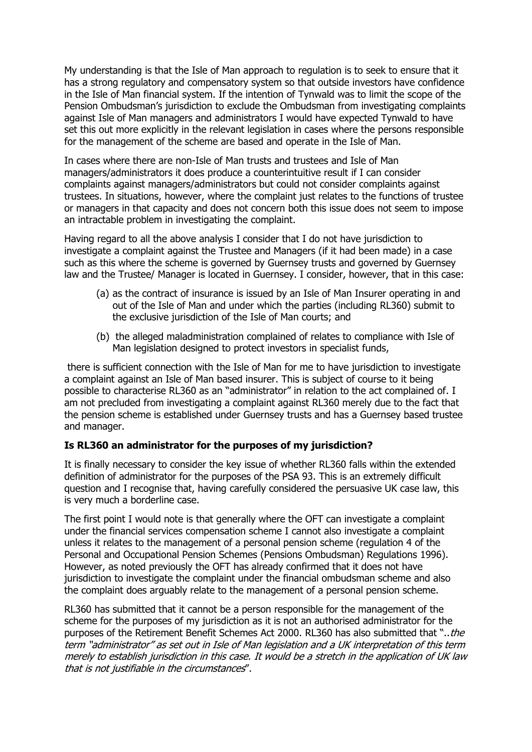My understanding is that the Isle of Man approach to regulation is to seek to ensure that it has a strong regulatory and compensatory system so that outside investors have confidence in the Isle of Man financial system. If the intention of Tynwald was to limit the scope of the Pension Ombudsman's jurisdiction to exclude the Ombudsman from investigating complaints against Isle of Man managers and administrators I would have expected Tynwald to have set this out more explicitly in the relevant legislation in cases where the persons responsible for the management of the scheme are based and operate in the Isle of Man.

In cases where there are non-Isle of Man trusts and trustees and Isle of Man managers/administrators it does produce a counterintuitive result if I can consider complaints against managers/administrators but could not consider complaints against trustees. In situations, however, where the complaint just relates to the functions of trustee or managers in that capacity and does not concern both this issue does not seem to impose an intractable problem in investigating the complaint.

Having regard to all the above analysis I consider that I do not have jurisdiction to investigate a complaint against the Trustee and Managers (if it had been made) in a case such as this where the scheme is governed by Guernsey trusts and governed by Guernsey law and the Trustee/ Manager is located in Guernsey. I consider, however, that in this case:

(a) as the contract of insurance is issued by an Isle of Man Insurer operating in and out of the Isle of Man and under which the parties (including RL360) submit to the exclusive jurisdiction of the Isle of Man courts; and

(b) the alleged maladministration complained of relates to compliance with Isle of Man legislation designed to protect investors in specialist funds,

there is sufficient connection with the Isle of Man for me to have jurisdiction to investigate a complaint against an Isle of Man based insurer. This is subject of course to it being possible to characterise RL360 as an "administrator" in relation to the act complained of. I am not precluded from investigating a complaint against RL360 merely due to the fact that the pension scheme is established under Guernsey trusts and has a Guernsey based trustee and manager.

**Is RL360 an administrator for the purposes of my jurisdiction?**

It is finally necessary to consider the key issue of whether RL360 falls within the extended definition of administrator for the purposes of the PSA 93. This is an extremely difficult question and I recognise that, having carefully considered the persuasive UK case law, this is very much a borderline case.

The first point I would note is that generally where the OFT can investigate a complaint under the financial services compensation scheme I cannot also investigate a complaint unless it relates to the management of a personal pension scheme (regulation 4 of the Personal and Occupational Pension Schemes (Pensions Ombudsman) Regulations 1996). However, as noted previously the OFT has already confirmed that it does not have jurisdiction to investigate the complaint under the financial ombudsman scheme and also the complaint does arguably relate to the management of a personal pension scheme.

RL360 has submitted that it cannot be a person responsible for the management of the scheme for the purposes of my jurisdiction as it is not an authorised administrator for the purposes of the Retirement Benefit Schemes Act 2000. RL360 has also submitted that "*..the term "administrator" as set out in Isle of Man legislation and a UK interpretation of this term merely to establish jurisdiction in this case. It would be a stretch in the application of UK law that is not justifiable in the circumstances*".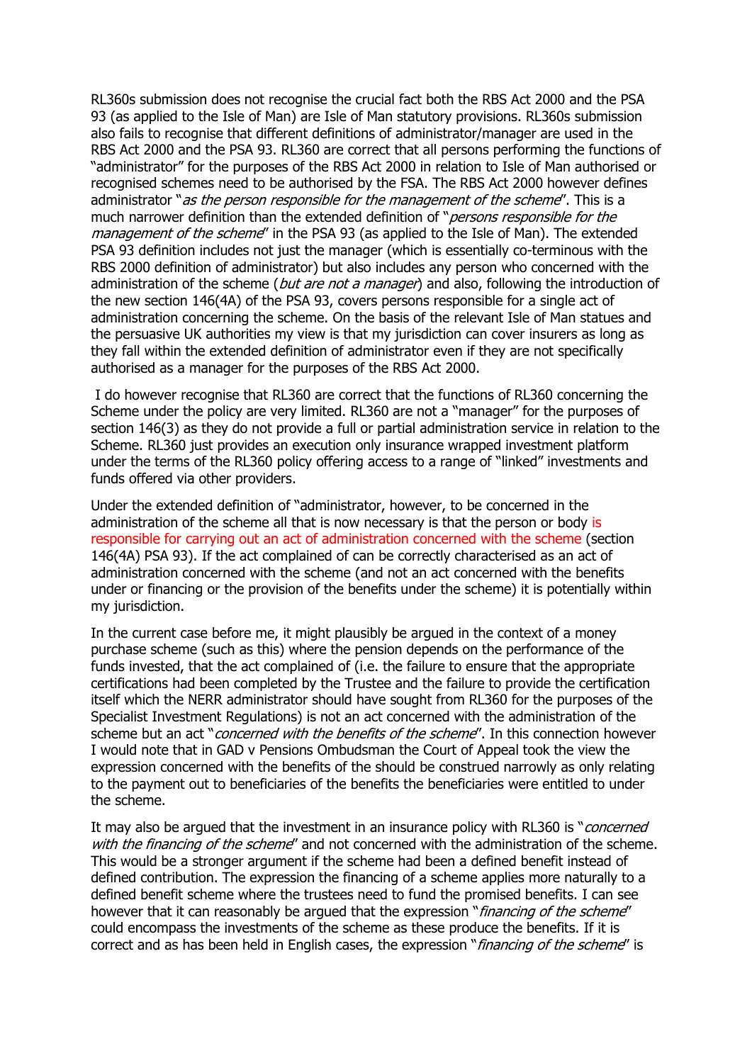RL360s submission does not recognise the crucial fact both the RBS Act 2000 and the PSA 93 (as applied to the Isle of Man) are Isle of Man statutory provisions. RL360s submission also fails to recognise that different definitions of administrator/manager are used in the RBS Act 2000 and the PSA 93. RL360 are correct that all persons performing the functions of "administrator" for the purposes of the RBS Act 2000 in relation to Isle of Man authorised or recognised schemes need to be authorised by the FSA. The RBS Act 2000 however defines administrator "*as the person responsible for the management of the scheme*". This is a much narrower definition than the extended definition of "*persons responsible for the management of the scheme*" in the PSA 93 (as applied to the Isle of Man). The extended PSA 93 definition includes not just the manager (which is essentially co-terminous with the RBS 2000 definition of administrator) but also includes any person who concerned with the administration of the scheme (*but are not a manager*) and also, following the introduction of the new section 146(4A) of the PSA 93, covers persons responsible for a single act of administration concerning the scheme. On the basis of the relevant Isle of Man statues and the persuasive UK authorities my view is that my jurisdiction can cover insurers as long as they fall within the extended definition of administrator even if they are not specifically authorised as a manager for the purposes of the RBS Act 2000.

I do however recognise that RL360 are correct that the functions of RL360 concerning the Scheme under the policy are very limited. RL360 are not a "manager" for the purposes of section 146(3) as they do not provide a full or partial administration service in relation to the Scheme. RL360 just provides an execution only insurance wrapped investment platform under the terms of the RL360 policy offering access to a range of "linked" investments and funds offered via other providers.

Under the extended definition of "administrator, however, to be concerned in the administration of the scheme all that is now necessary is that the person or body is responsible for carrying out an act of administration concerned with the scheme (section 146(4A) PSA 93). If the act complained of can be correctly characterised as an act of administration concerned with the scheme (and not an act concerned with the benefits under or financing or the provision of the benefits under the scheme) it is potentially within my jurisdiction.

In the current case before me, it might plausibly be argued in the context of a money purchase scheme (such as this) where the pension depends on the performance of the funds invested, that the act complained of (i.e. the failure to ensure that the appropriate certifications had been completed by the Trustee and the failure to provide the certification itself which the NERR administrator should have sought from RL360 for the purposes of the Specialist Investment Regulations) is not an act concerned with the administration of the scheme but an act "*concerned with the benefits of the scheme*". In this connection however I would note that in GAD v Pensions Ombudsman the Court of Appeal took the view the expression concerned with the benefits of the should be construed narrowly as only relating to the payment out to beneficiaries of the benefits the beneficiaries were entitled to under the scheme.

It may also be argued that the investment in an insurance policy with RL360 is "*concerned with the financing of the scheme*" and not concerned with the administration of the scheme. This would be a stronger argument if the scheme had been a defined benefit instead of defined contribution. The expression the financing of a scheme applies more naturally to a defined benefit scheme where the trustees need to fund the promised benefits. I can see however that it can reasonably be argued that the expression "*financing of the scheme*" could encompass the investments of the scheme as these produce the benefits. If it is correct and as has been held in English cases, the expression "*financing of the scheme*" is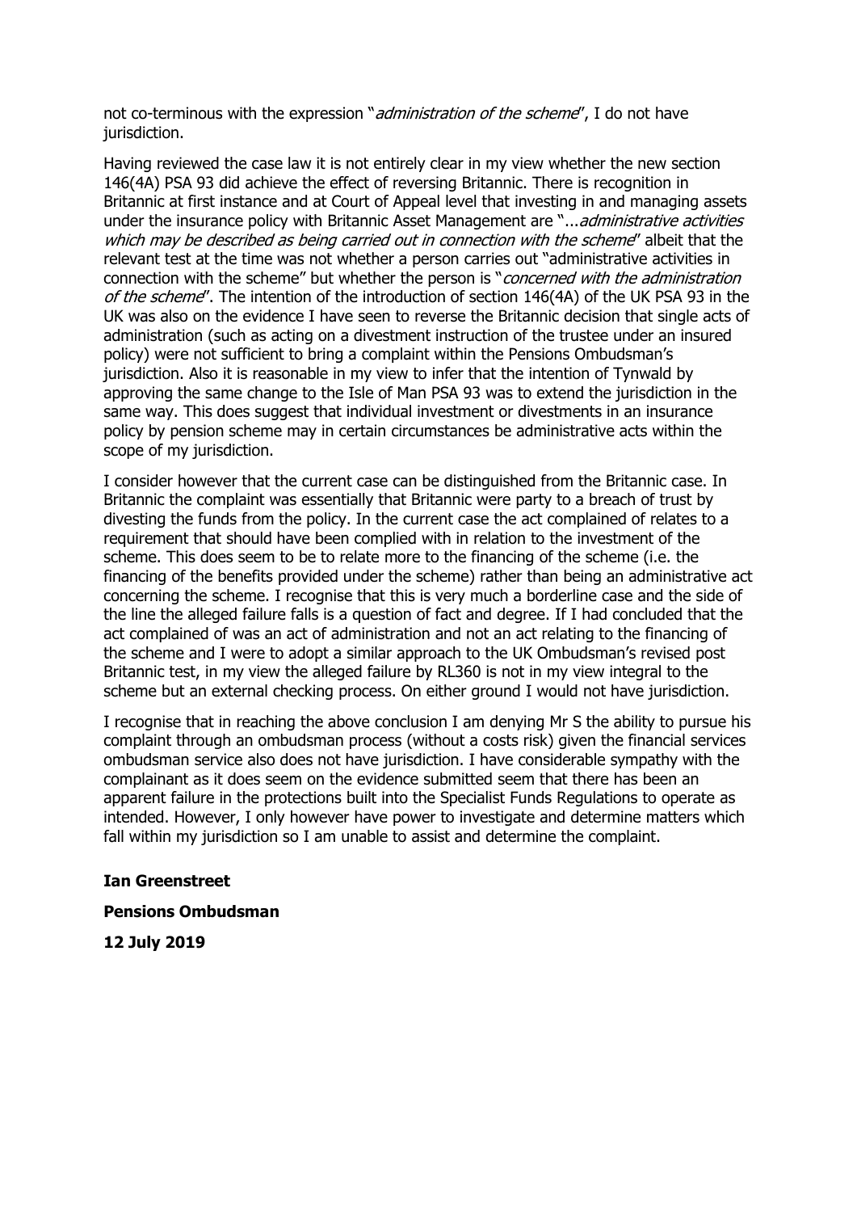not co-terminous with the expression "*administration of the scheme*", I do not have jurisdiction.

Having reviewed the case law it is not entirely clear in my view whether the new section 146(4A) PSA 93 did achieve the effect of reversing Britannic. There is recognition in Britannic at first instance and at Court of Appeal level that investing in and managing assets under the insurance policy with Britannic Asset Management are "...*administrative activities which may be described as being carried out in connection with the scheme*" albeit that the relevant test at the time was not whether a person carries out "administrative activities in connection with the scheme" but whether the person is "*concerned with the administration of the scheme*". The intention of the introduction of section 146(4A) of the UK PSA 93 in the UK was also on the evidence I have seen to reverse the Britannic decision that single acts of administration (such as acting on a divestment instruction of the trustee under an insured policy) were not sufficient to bring a complaint within the Pensions Ombudsman's jurisdiction. Also it is reasonable in my view to infer that the intention of Tynwald by approving the same change to the Isle of Man PSA 93 was to extend the jurisdiction in the same way. This does suggest that individual investment or divestments in an insurance policy by pension scheme may in certain circumstances be administrative acts within the scope of my jurisdiction.

I consider however that the current case can be distinguished from the Britannic case. In Britannic the complaint was essentially that Britannic were party to a breach of trust by divesting the funds from the policy. In the current case the act complained of relates to a requirement that should have been complied with in relation to the investment of the scheme. This does seem to be to relate more to the financing of the scheme (i.e. the financing of the benefits provided under the scheme) rather than being an administrative act concerning the scheme. I recognise that this is very much a borderline case and the side of the line the alleged failure falls is a question of fact and degree. If I had concluded that the act complained of was an act of administration and not an act relating to the financing of the scheme and I were to adopt a similar approach to the UK Ombudsman's revised post Britannic test, in my view the alleged failure by RL360 is not in my view integral to the scheme but an external checking process. On either ground I would not have jurisdiction.

I recognise that in reaching the above conclusion I am denying Mr S the ability to pursue his complaint through an ombudsman process (without a costs risk) given the financial services ombudsman service also does not have jurisdiction. I have considerable sympathy with the complainant as it does seem on the evidence submitted seem that there has been an apparent failure in the protections built into the Specialist Funds Regulations to operate as intended. However, I only however have power to investigate and determine matters which fall within my jurisdiction so I am unable to assist and determine the complaint.

**Ian Greenstreet**

**Pensions Ombudsman**

**12 July 2019**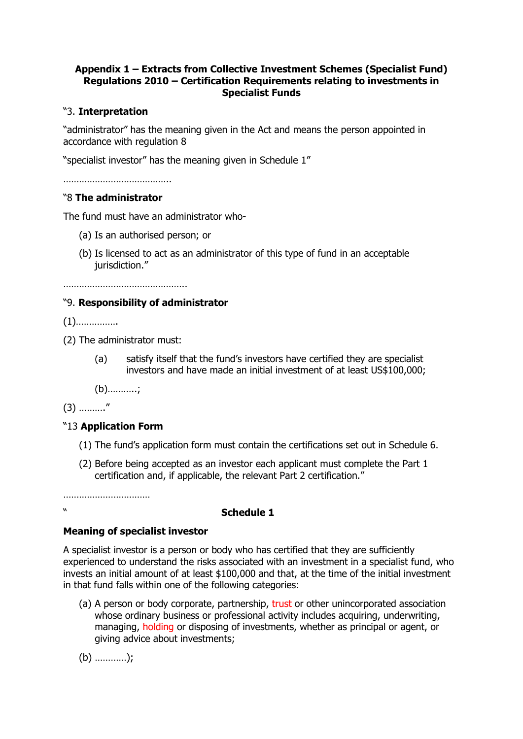**Appendix 1 – Extracts from Collective Investment Schemes (Specialist Fund) Regulations 2010 – Certification Requirements relating to investments in Specialist Funds**

"3. **Interpretation**

"administrator" has the meaning given in the Act and means the person appointed in accordance with regulation 8

"specialist investor" has the meaning given in Schedule 1"

…………………………………..

"8 **The administrator**

The fund must have an administrator who-

(a) Is an authorised person; or

(b) Is licensed to act as an administrator of this type of fund in an acceptable jurisdiction."

………………………………………..

"9. **Responsibility of administrator**

(1)…………….

(2) The administrator must:

(a) satisfy itself that the fund's investors have certified they are specialist investors and have made an initial investment of at least US$100,000;

(b)………..;

(3) ………."

"13 **Application Form**

(1) The fund's application form must contain the certifications set out in Schedule 6.

(2) Before being accepted as an investor each applicant must complete the Part 1 certification and, if applicable, the relevant Part 2 certification."

……………………………

" **Schedule 1**

**Meaning of specialist investor**

A specialist investor is a person or body who has certified that they are sufficiently experienced to understand the risks associated with an investment in a specialist fund, who invests an initial amount of at least $100,000 and that, at the time of the initial investment in that fund falls within one of the following categories:

(a) A person or body corporate, partnership, trust or other unincorporated association whose ordinary business or professional activity includes acquiring, underwriting, managing, holding or disposing of investments, whether as principal or agent, or giving advice about investments;

(b) …………);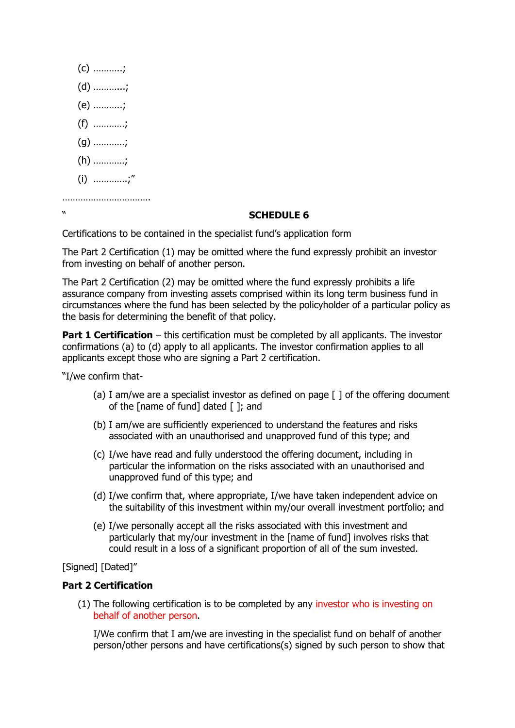(c) ………..;

(d) ………...;

(e) ………..;

(f) …………;

(g) …………;

(h) …………;

(i) ………….;"

…………………………….

"

## SCHEDULE 6

Certifications to be contained in the specialist fund's application form

The Part 2 Certification (1) may be omitted where the fund expressly prohibit an investor from investing on behalf of another person.

The Part 2 Certification (2) may be omitted where the fund expressly prohibits a life assurance company from investing assets comprised within its long term business fund in circumstances where the fund has been selected by the policyholder of a particular policy as the basis for determining the benefit of that policy.

**Part 1 Certification** – this certification must be completed by all applicants. The investor confirmations (a) to (d) apply to all applicants. The investor confirmation applies to all applicants except those who are signing a Part 2 certification.

"I/we confirm that-

(a) I am/we are a specialist investor as defined on page [ ] of the offering document of the [name of fund] dated [ ]; and

(b) I am/we are sufficiently experienced to understand the features and risks associated with an unauthorised and unapproved fund of this type; and

(c) I/we have read and fully understood the offering document, including in particular the information on the risks associated with an unauthorised and unapproved fund of this type; and

(d) I/we confirm that, where appropriate, I/we have taken independent advice on the suitability of this investment within my/our overall investment portfolio; and

(e) I/we personally accept all the risks associated with this investment and particularly that my/our investment in the [name of fund] involves risks that could result in a loss of a significant proportion of all of the sum invested.

[Signed] [Dated]"

**Part 2 Certification**

(1) The following certification is to be completed by any investor who is investing on behalf of another person.

I/We confirm that I am/we are investing in the specialist fund on behalf of another person/other persons and have certifications(s) signed by such person to show that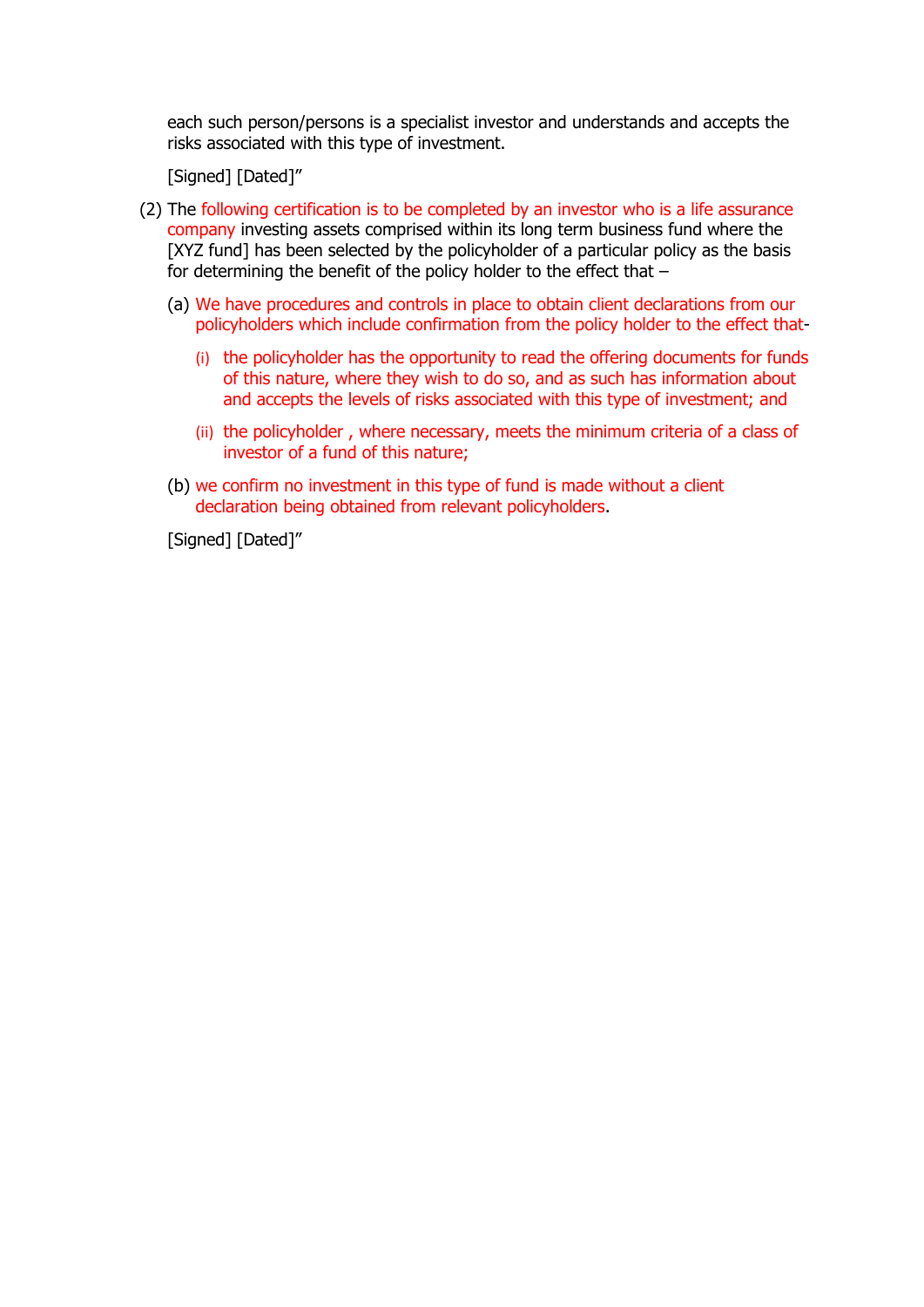each such person/persons is a specialist investor and understands and accepts the risks associated with this type of investment.

[Signed] [Dated]"

(2) The following certification is to be completed by an investor who is a life assurance company investing assets comprised within its long term business fund where the [XYZ fund] has been selected by the policyholder of a particular policy as the basis for determining the benefit of the policy holder to the effect that –

(a) We have procedures and controls in place to obtain client declarations from our policyholders which include confirmation from the policy holder to the effect that-

(i) the policyholder has the opportunity to read the offering documents for funds of this nature, where they wish to do so, and as such has information about and accepts the levels of risks associated with this type of investment; and

(ii) the policyholder , where necessary, meets the minimum criteria of a class of investor of a fund of this nature;

(b) we confirm no investment in this type of fund is made without a client declaration being obtained from relevant policyholders.

[Signed] [Dated]"